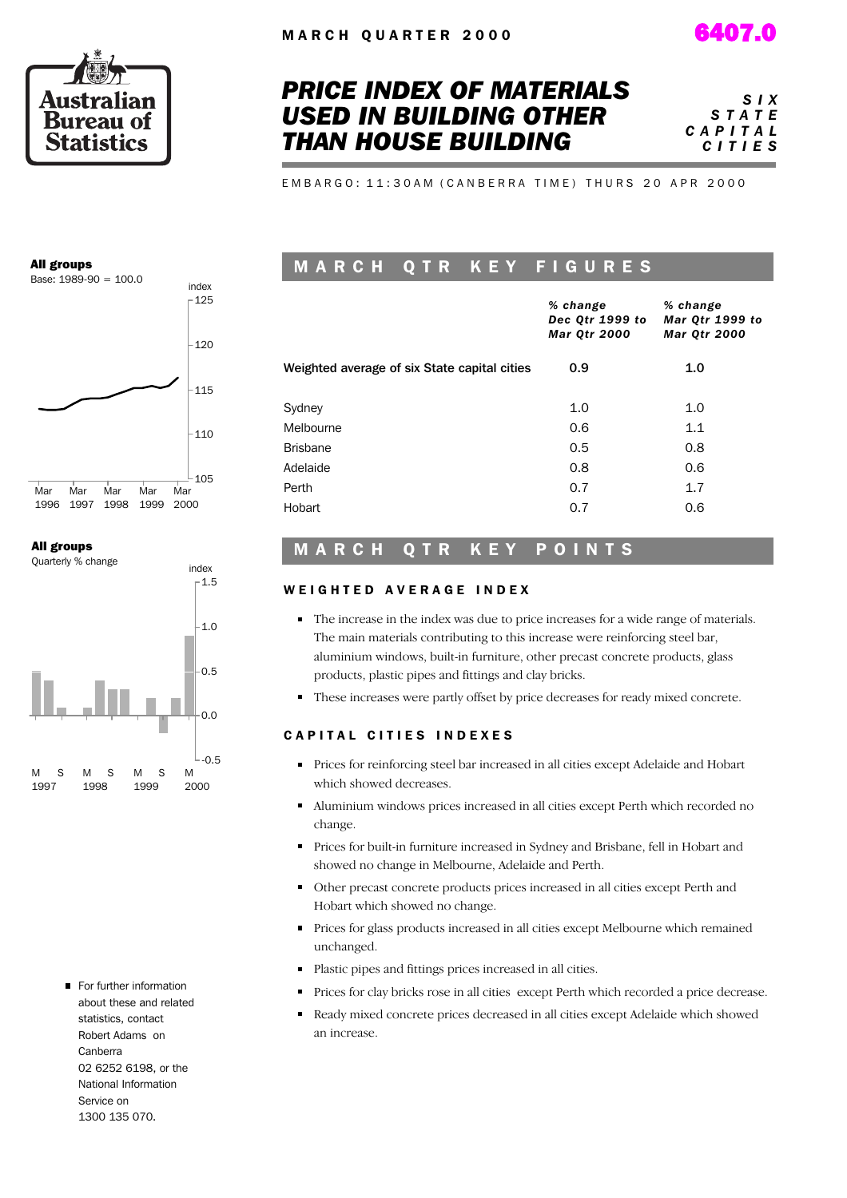MARCH QUARTER 2000

6407.0

Australian Bureau of Statistics

# PRICE INDEX OF MATERIALS USED IN BUILDING OTHER THAN HOUSE BUILDING

*SIX STATE CAPITAL CITIES*

EMBARGO: 11:30AM (CANBERRA TIME) THURS 20 APR 2000

**All groups**
Base: 1989-90 = 100.0

**All groups**
Quarterly % change

## MARCH QTR KEY FIGURES

| | *% change Dec Qtr 1999 to Mar Qtr 2000* | *% change Mar Qtr 1999 to Mar Qtr 2000* |
|---|---|---|
| Weighted average of six State capital cities | 0.9 | 1.0 |
| Sydney | 1.0 | 1.0 |
| Melbourne | 0.6 | 1.1 |
| Brisbane | 0.5 | 0.8 |
| Adelaide | 0.8 | 0.6 |
| Perth | 0.7 | 1.7 |
| Hobart | 0.7 | 0.6 |

## MARCH QTR KEY POINTS

### WEIGHTED AVERAGE INDEX

- The increase in the index was due to price increases for a wide range of materials. The main materials contributing to this increase were reinforcing steel bar, aluminium windows, built-in furniture, other precast concrete products, glass products, plastic pipes and fittings and clay bricks.
- These increases were partly offset by price decreases for ready mixed concrete.

### CAPITAL CITIES INDEXES

- Prices for reinforcing steel bar increased in all cities except Adelaide and Hobart which showed decreases.
- Aluminium windows prices increased in all cities except Perth which recorded no change.
- Prices for built-in furniture increased in Sydney and Brisbane, fell in Hobart and showed no change in Melbourne, Adelaide and Perth.
- Other precast concrete products prices increased in all cities except Perth and Hobart which showed no change.
- Prices for glass products increased in all cities except Melbourne which remained unchanged.
- Plastic pipes and fittings prices increased in all cities.
- Prices for clay bricks rose in all cities except Perth which recorded a price decrease.
- Ready mixed concrete prices decreased in all cities except Adelaide which showed an increase.

- For further information about these and related statistics, contact Robert Adams on Canberra 02 6252 6198, or the National Information Service on 1300 135 070.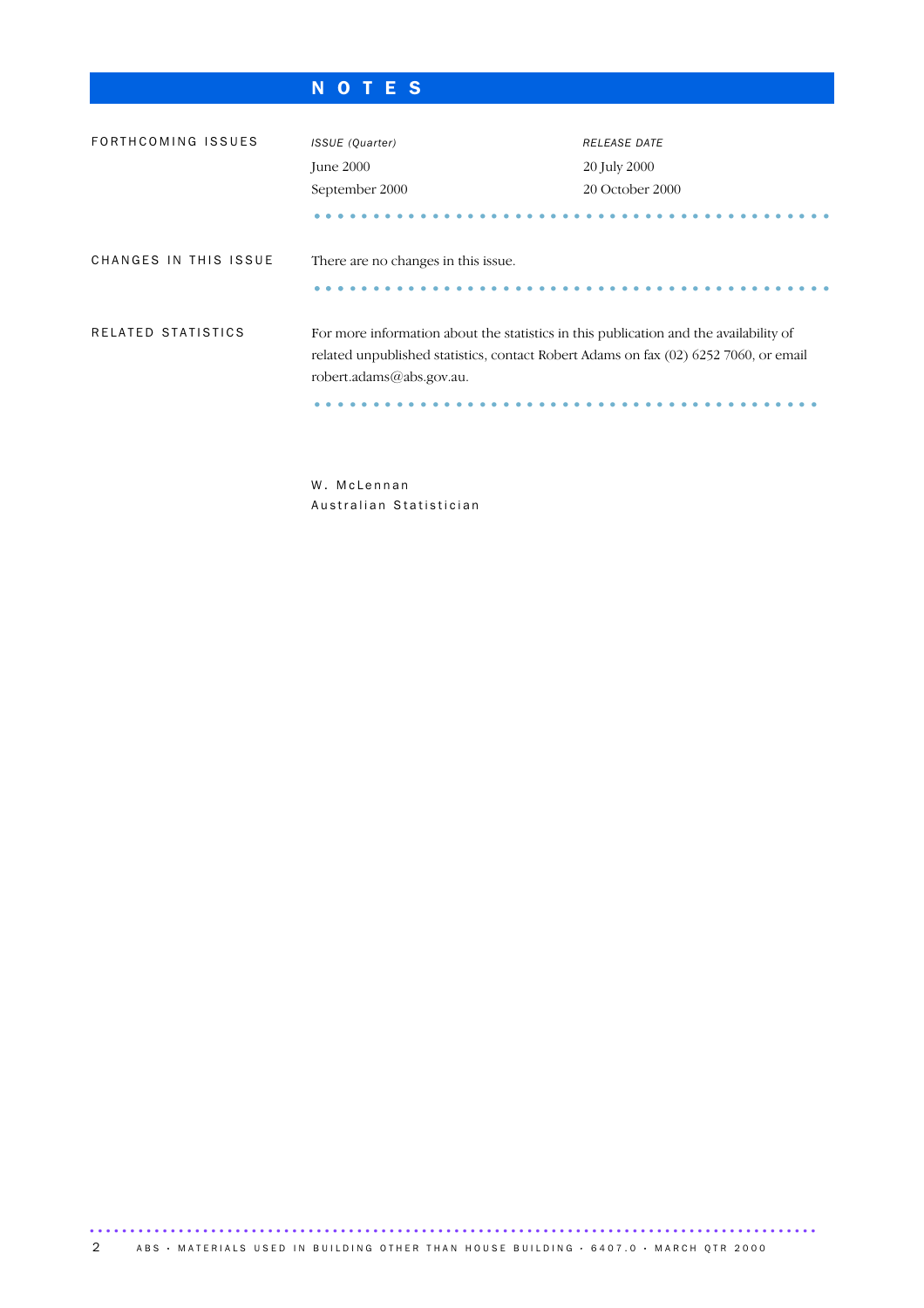# NOTES

## FORTHCOMING ISSUES

| *ISSUE (Quarter)* | *RELEASE DATE* |
|---|---|
| June 2000 | 20 July 2000 |
| September 2000 | 20 October 2000 |

## CHANGES IN THIS ISSUE

There are no changes in this issue.

## RELATED STATISTICS

For more information about the statistics in this publication and the availability of related unpublished statistics, contact Robert Adams on fax (02) 6252 7060, or email robert.adams@abs.gov.au.

W. McLennan
Australian Statistician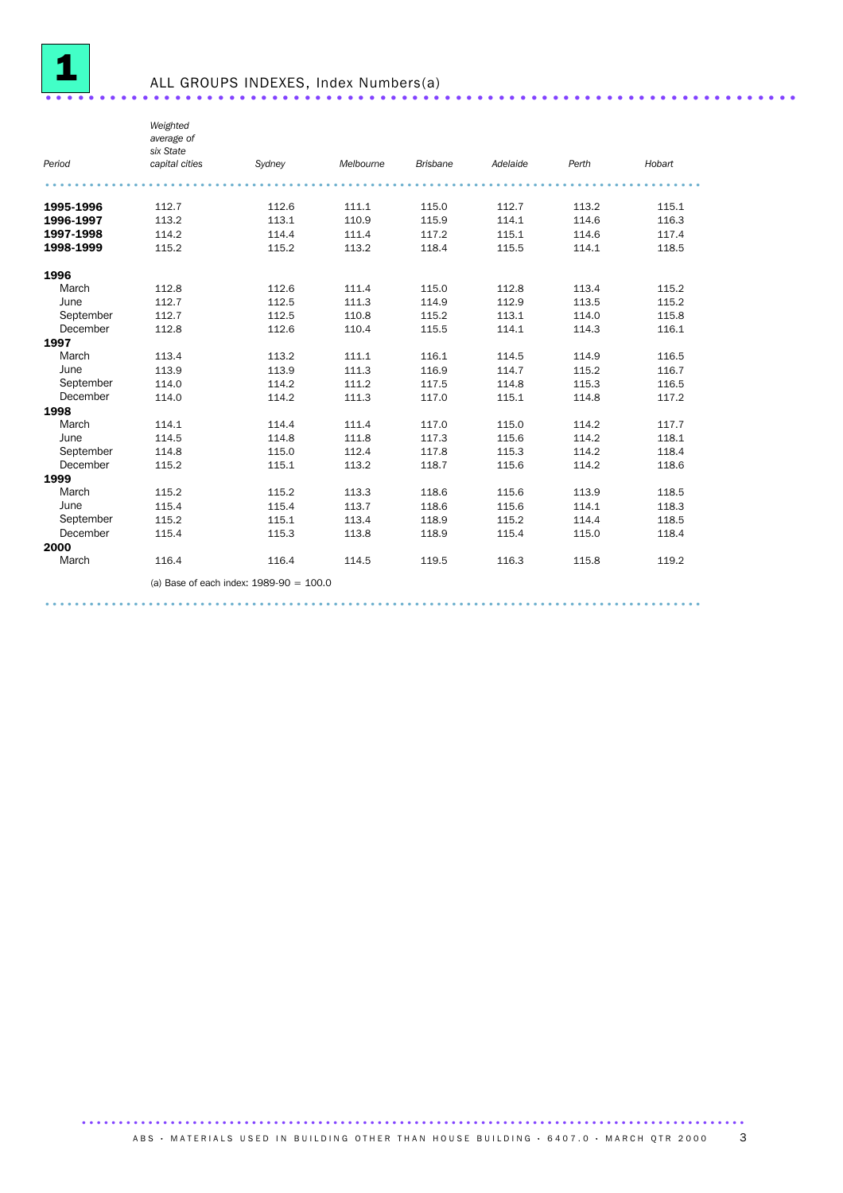# 1 ALL GROUPS INDEXES, Index Numbers(a)

| Period | Weighted average of six State capital cities | Sydney | Melbourne | Brisbane | Adelaide | Perth | Hobart |
|---|---|---|---|---|---|---|---|
| **1995-1996** | 112.7 | 112.6 | 111.1 | 115.0 | 112.7 | 113.2 | 115.1 |
| **1996-1997** | 113.2 | 113.1 | 110.9 | 115.9 | 114.1 | 114.6 | 116.3 |
| **1997-1998** | 114.2 | 114.4 | 111.4 | 117.2 | 115.1 | 114.6 | 117.4 |
| **1998-1999** | 115.2 | 115.2 | 113.2 | 118.4 | 115.5 | 114.1 | 118.5 |
| **1996** | | | | | | | |
| March | 112.8 | 112.6 | 111.4 | 115.0 | 112.8 | 113.4 | 115.2 |
| June | 112.7 | 112.5 | 111.3 | 114.9 | 112.9 | 113.5 | 115.2 |
| September | 112.7 | 112.5 | 110.8 | 115.2 | 113.1 | 114.0 | 115.8 |
| December | 112.8 | 112.6 | 110.4 | 115.5 | 114.1 | 114.3 | 116.1 |
| **1997** | | | | | | | |
| March | 113.4 | 113.2 | 111.1 | 116.1 | 114.5 | 114.9 | 116.5 |
| June | 113.9 | 113.9 | 111.3 | 116.9 | 114.7 | 115.2 | 116.7 |
| September | 114.0 | 114.2 | 111.2 | 117.5 | 114.8 | 115.3 | 116.5 |
| December | 114.0 | 114.2 | 111.3 | 117.0 | 115.1 | 114.8 | 117.2 |
| **1998** | | | | | | | |
| March | 114.1 | 114.4 | 111.4 | 117.0 | 115.0 | 114.2 | 117.7 |
| June | 114.5 | 114.8 | 111.8 | 117.3 | 115.6 | 114.2 | 118.1 |
| September | 114.8 | 115.0 | 112.4 | 117.8 | 115.3 | 114.2 | 118.4 |
| December | 115.2 | 115.1 | 113.2 | 118.7 | 115.6 | 114.2 | 118.6 |
| **1999** | | | | | | | |
| March | 115.2 | 115.2 | 113.3 | 118.6 | 115.6 | 113.9 | 118.5 |
| June | 115.4 | 115.4 | 113.7 | 118.6 | 115.6 | 114.1 | 118.3 |
| September | 115.2 | 115.1 | 113.4 | 118.9 | 115.2 | 114.4 | 118.5 |
| December | 115.4 | 115.3 | 113.8 | 118.9 | 115.4 | 115.0 | 118.4 |
| **2000** | | | | | | | |
| March | 116.4 | 116.4 | 114.5 | 119.5 | 116.3 | 115.8 | 119.2 |

(a) Base of each index: 1989-90 = 100.0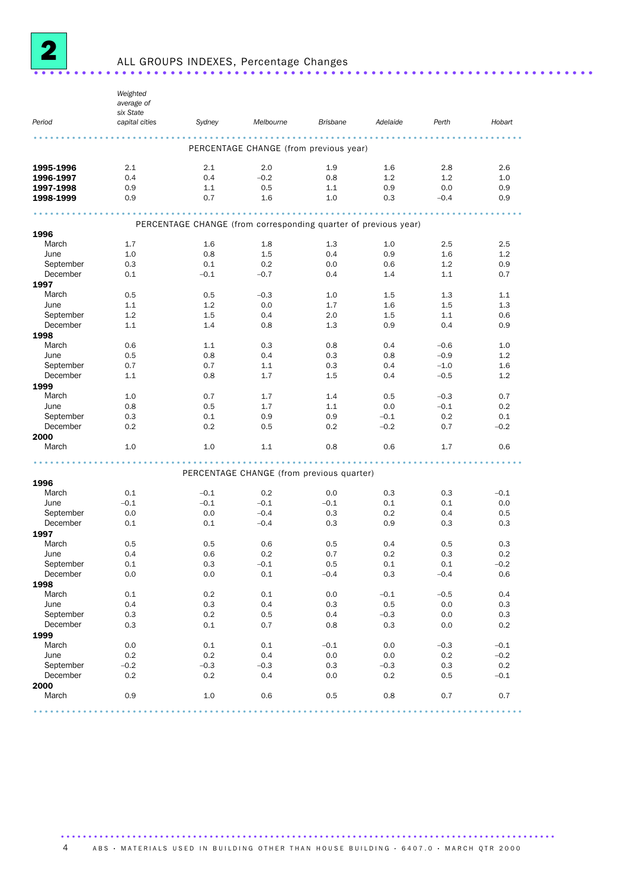## 2 ALL GROUPS INDEXES, Percentage Changes

| Period | Weighted average of six State capital cities | Sydney | Melbourne | Brisbane | Adelaide | Perth | Hobart |
|---|---|---|---|---|---|---|---|
| **PERCENTAGE CHANGE (from previous year)** | | | | | | | |
| **1995-1996** | 2.1 | 2.1 | 2.0 | 1.9 | 1.6 | 2.8 | 2.6 |
| **1996-1997** | 0.4 | 0.4 | −0.2 | 0.8 | 1.2 | 1.2 | 1.0 |
| **1997-1998** | 0.9 | 1.1 | 0.5 | 1.1 | 0.9 | 0.0 | 0.9 |
| **1998-1999** | 0.9 | 0.7 | 1.6 | 1.0 | 0.3 | −0.4 | 0.9 |
| **PERCENTAGE CHANGE (from corresponding quarter of previous year)** | | | | | | | |
| **1996** | | | | | | | |
| March | 1.7 | 1.6 | 1.8 | 1.3 | 1.0 | 2.5 | 2.5 |
| June | 1.0 | 0.8 | 1.5 | 0.4 | 0.9 | 1.6 | 1.2 |
| September | 0.3 | 0.1 | 0.2 | 0.0 | 0.6 | 1.2 | 0.9 |
| December | 0.1 | −0.1 | −0.7 | 0.4 | 1.4 | 1.1 | 0.7 |
| **1997** | | | | | | | |
| March | 0.5 | 0.5 | −0.3 | 1.0 | 1.5 | 1.3 | 1.1 |
| June | 1.1 | 1.2 | 0.0 | 1.7 | 1.6 | 1.5 | 1.3 |
| September | 1.2 | 1.5 | 0.4 | 2.0 | 1.5 | 1.1 | 0.6 |
| December | 1.1 | 1.4 | 0.8 | 1.3 | 0.9 | 0.4 | 0.9 |
| **1998** | | | | | | | |
| March | 0.6 | 1.1 | 0.3 | 0.8 | 0.4 | −0.6 | 1.0 |
| June | 0.5 | 0.8 | 0.4 | 0.3 | 0.8 | −0.9 | 1.2 |
| September | 0.7 | 0.7 | 1.1 | 0.3 | 0.4 | −1.0 | 1.6 |
| December | 1.1 | 0.8 | 1.7 | 1.5 | 0.4 | −0.5 | 1.2 |
| **1999** | | | | | | | |
| March | 1.0 | 0.7 | 1.7 | 1.4 | 0.5 | −0.3 | 0.7 |
| June | 0.8 | 0.5 | 1.7 | 1.1 | 0.0 | −0.1 | 0.2 |
| September | 0.3 | 0.1 | 0.9 | 0.9 | −0.1 | 0.2 | 0.1 |
| December | 0.2 | 0.2 | 0.5 | 0.2 | −0.2 | 0.7 | −0.2 |
| **2000** | | | | | | | |
| March | 1.0 | 1.0 | 1.1 | 0.8 | 0.6 | 1.7 | 0.6 |
| **PERCENTAGE CHANGE (from previous quarter)** | | | | | | | |
| **1996** | | | | | | | |
| March | 0.1 | −0.1 | 0.2 | 0.0 | 0.3 | 0.3 | −0.1 |
| June | −0.1 | −0.1 | −0.1 | −0.1 | 0.1 | 0.1 | 0.0 |
| September | 0.0 | 0.0 | −0.4 | 0.3 | 0.2 | 0.4 | 0.5 |
| December | 0.1 | 0.1 | −0.4 | 0.3 | 0.9 | 0.3 | 0.3 |
| **1997** | | | | | | | |
| March | 0.5 | 0.5 | 0.6 | 0.5 | 0.4 | 0.5 | 0.3 |
| June | 0.4 | 0.6 | 0.2 | 0.7 | 0.2 | 0.3 | 0.2 |
| September | 0.1 | 0.3 | −0.1 | 0.5 | 0.1 | 0.1 | −0.2 |
| December | 0.0 | 0.0 | 0.1 | −0.4 | 0.3 | −0.4 | 0.6 |
| **1998** | | | | | | | |
| March | 0.1 | 0.2 | 0.1 | 0.0 | −0.1 | −0.5 | 0.4 |
| June | 0.4 | 0.3 | 0.4 | 0.3 | 0.5 | 0.0 | 0.3 |
| September | 0.3 | 0.2 | 0.5 | 0.4 | −0.3 | 0.0 | 0.3 |
| December | 0.3 | 0.1 | 0.7 | 0.8 | 0.3 | 0.0 | 0.2 |
| **1999** | | | | | | | |
| March | 0.0 | 0.1 | 0.1 | −0.1 | 0.0 | −0.3 | −0.1 |
| June | 0.2 | 0.2 | 0.4 | 0.0 | 0.0 | 0.2 | −0.2 |
| September | −0.2 | −0.3 | −0.3 | 0.3 | −0.3 | 0.3 | 0.2 |
| December | 0.2 | 0.2 | 0.4 | 0.0 | 0.2 | 0.5 | −0.1 |
| **2000** | | | | | | | |
| March | 0.9 | 1.0 | 0.6 | 0.5 | 0.8 | 0.7 | 0.7 |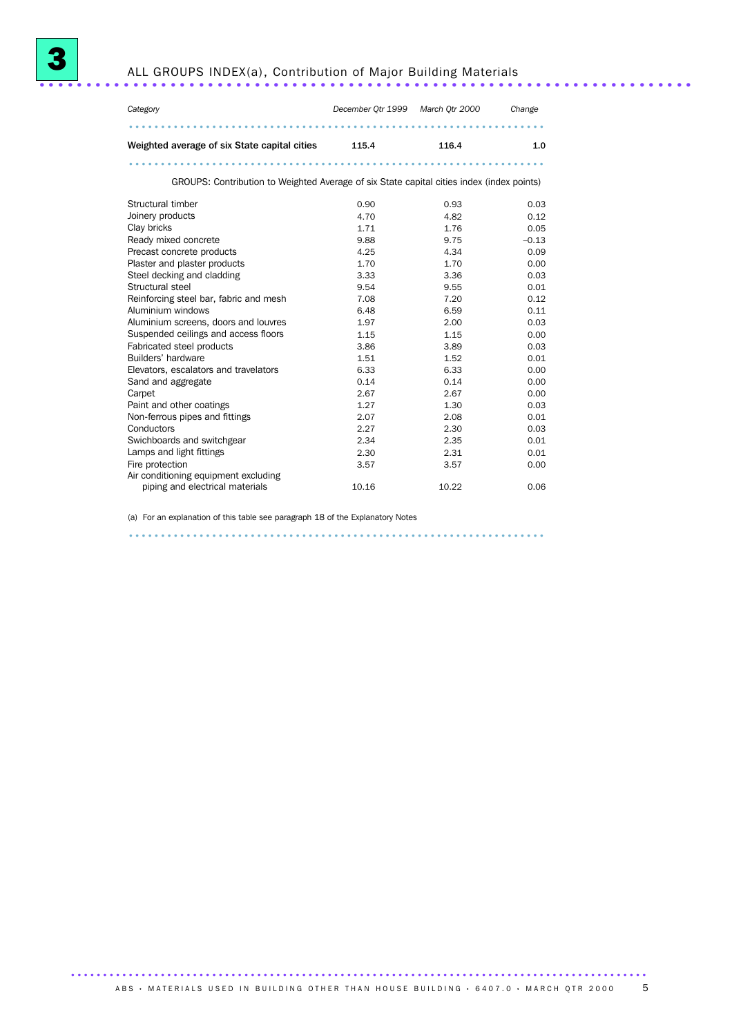# 3 ALL GROUPS INDEX(a), Contribution of Major Building Materials

| *Category* | *December Qtr 1999* | *March Qtr 2000* | *Change* |
|---|---|---|---|
| **Weighted average of six State capital cities** | **115.4** | **116.4** | **1.0** |
| GROUPS: Contribution to Weighted Average of six State capital cities index (index points) | | | |
| Structural timber | 0.90 | 0.93 | 0.03 |
| Joinery products | 4.70 | 4.82 | 0.12 |
| Clay bricks | 1.71 | 1.76 | 0.05 |
| Ready mixed concrete | 9.88 | 9.75 | –0.13 |
| Precast concrete products | 4.25 | 4.34 | 0.09 |
| Plaster and plaster products | 1.70 | 1.70 | 0.00 |
| Steel decking and cladding | 3.33 | 3.36 | 0.03 |
| Structural steel | 9.54 | 9.55 | 0.01 |
| Reinforcing steel bar, fabric and mesh | 7.08 | 7.20 | 0.12 |
| Aluminium windows | 6.48 | 6.59 | 0.11 |
| Aluminium screens, doors and louvres | 1.97 | 2.00 | 0.03 |
| Suspended ceilings and access floors | 1.15 | 1.15 | 0.00 |
| Fabricated steel products | 3.86 | 3.89 | 0.03 |
| Builders' hardware | 1.51 | 1.52 | 0.01 |
| Elevators, escalators and travelators | 6.33 | 6.33 | 0.00 |
| Sand and aggregate | 0.14 | 0.14 | 0.00 |
| Carpet | 2.67 | 2.67 | 0.00 |
| Paint and other coatings | 1.27 | 1.30 | 0.03 |
| Non-ferrous pipes and fittings | 2.07 | 2.08 | 0.01 |
| Conductors | 2.27 | 2.30 | 0.03 |
| Swichboards and switchgear | 2.34 | 2.35 | 0.01 |
| Lamps and light fittings | 2.30 | 2.31 | 0.01 |
| Fire protection | 3.57 | 3.57 | 0.00 |
| Air conditioning equipment excluding piping and electrical materials | 10.16 | 10.22 | 0.06 |

(a) For an explanation of this table see paragraph 18 of the Explanatory Notes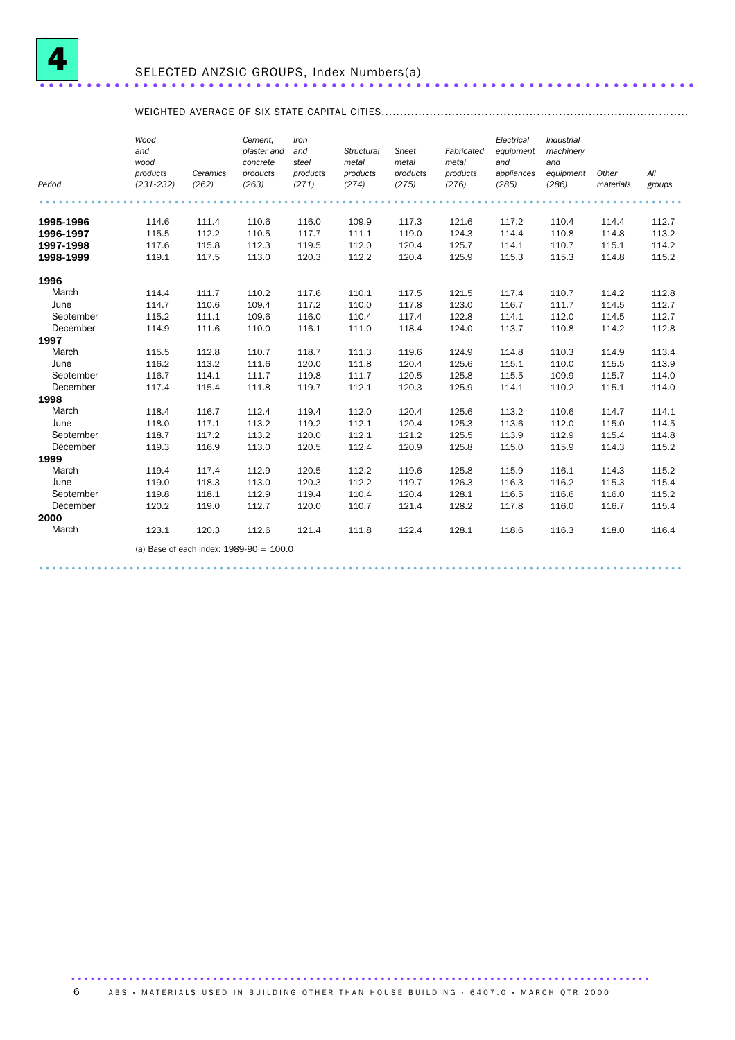# 4 SELECTED ANZSIC GROUPS, Index Numbers(a)

WEIGHTED AVERAGE OF SIX STATE CAPITAL CITIES

| Period | *Wood and wood products (231-232)* | *Ceramics (262)* | *Cement, plaster and concrete products (263)* | *Iron and steel products (271)* | *Structural metal products (274)* | *Sheet metal products (275)* | *Fabricated metal products (276)* | *Electrical equipment and appliances (285)* | *Industrial machinery and equipment (286)* | *Other materials* | *All groups* |
|---|---|---|---|---|---|---|---|---|---|---|---|
| **1995-1996** | 114.6 | 111.4 | 110.6 | 116.0 | 109.9 | 117.3 | 121.6 | 117.2 | 110.4 | 114.4 | 112.7 |
| **1996-1997** | 115.5 | 112.2 | 110.5 | 117.7 | 111.1 | 119.0 | 124.3 | 114.4 | 110.8 | 114.8 | 113.2 |
| **1997-1998** | 117.6 | 115.8 | 112.3 | 119.5 | 112.0 | 120.4 | 125.7 | 114.1 | 110.7 | 115.1 | 114.2 |
| **1998-1999** | 119.1 | 117.5 | 113.0 | 120.3 | 112.2 | 120.4 | 125.9 | 115.3 | 115.3 | 114.8 | 115.2 |
| **1996** | | | | | | | | | | | |
| March | 114.4 | 111.7 | 110.2 | 117.6 | 110.1 | 117.5 | 121.5 | 117.4 | 110.7 | 114.2 | 112.8 |
| June | 114.7 | 110.6 | 109.4 | 117.2 | 110.0 | 117.8 | 123.0 | 116.7 | 111.7 | 114.5 | 112.7 |
| September | 115.2 | 111.1 | 109.6 | 116.0 | 110.4 | 117.4 | 122.8 | 114.1 | 112.0 | 114.5 | 112.7 |
| December | 114.9 | 111.6 | 110.0 | 116.1 | 111.0 | 118.4 | 124.0 | 113.7 | 110.8 | 114.2 | 112.8 |
| **1997** | | | | | | | | | | | |
| March | 115.5 | 112.8 | 110.7 | 118.7 | 111.3 | 119.6 | 124.9 | 114.8 | 110.3 | 114.9 | 113.4 |
| June | 116.2 | 113.2 | 111.6 | 120.0 | 111.8 | 120.4 | 125.6 | 115.1 | 110.0 | 115.5 | 113.9 |
| September | 116.7 | 114.1 | 111.7 | 119.8 | 111.7 | 120.5 | 125.8 | 115.5 | 109.9 | 115.7 | 114.0 |
| December | 117.4 | 115.4 | 111.8 | 119.7 | 112.1 | 120.3 | 125.9 | 114.1 | 110.2 | 115.1 | 114.0 |
| **1998** | | | | | | | | | | | |
| March | 118.4 | 116.7 | 112.4 | 119.4 | 112.0 | 120.4 | 125.6 | 113.2 | 110.6 | 114.7 | 114.1 |
| June | 118.0 | 117.1 | 113.2 | 119.2 | 112.1 | 120.4 | 125.3 | 113.6 | 112.0 | 115.0 | 114.5 |
| September | 118.7 | 117.2 | 113.2 | 120.0 | 112.1 | 121.2 | 125.5 | 113.9 | 112.9 | 115.4 | 114.8 |
| December | 119.3 | 116.9 | 113.0 | 120.5 | 112.4 | 120.9 | 125.8 | 115.0 | 115.9 | 114.3 | 115.2 |
| **1999** | | | | | | | | | | | |
| March | 119.4 | 117.4 | 112.9 | 120.5 | 112.2 | 119.6 | 125.8 | 115.9 | 116.1 | 114.3 | 115.2 |
| June | 119.0 | 118.3 | 113.0 | 120.3 | 112.2 | 119.7 | 126.3 | 116.3 | 116.2 | 115.3 | 115.4 |
| September | 119.8 | 118.1 | 112.9 | 119.4 | 110.4 | 120.4 | 128.1 | 116.5 | 116.6 | 116.0 | 115.2 |
| December | 120.2 | 119.0 | 112.7 | 120.0 | 110.7 | 121.4 | 128.2 | 117.8 | 116.0 | 116.7 | 115.4 |
| **2000** | | | | | | | | | | | |
| March | 123.1 | 120.3 | 112.6 | 121.4 | 111.8 | 122.4 | 128.1 | 118.6 | 116.3 | 118.0 | 116.4 |

(a) Base of each index: 1989-90 = 100.0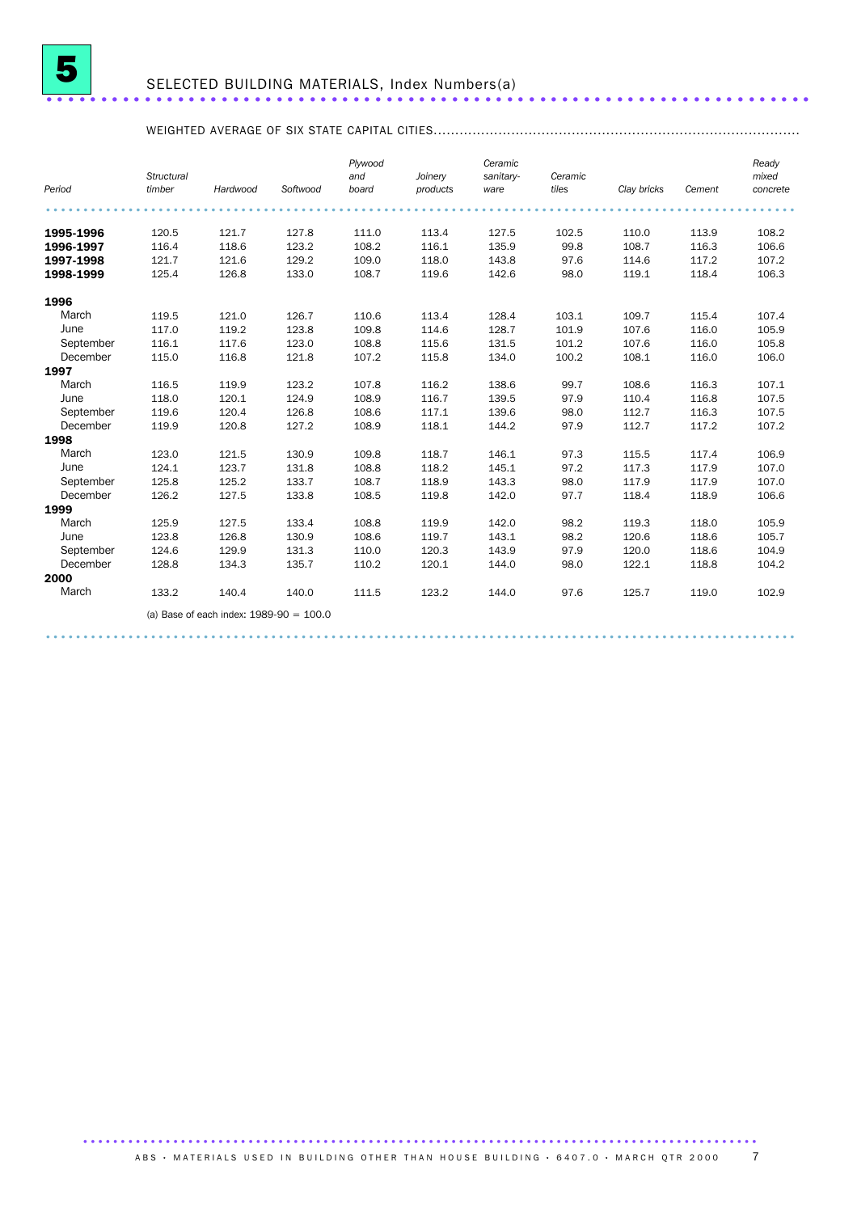# 5 SELECTED BUILDING MATERIALS, Index Numbers(a)

WEIGHTED AVERAGE OF SIX STATE CAPITAL CITIES

| *Period* | *Structural timber* | *Hardwood* | *Softwood* | *Plywood and board* | *Joinery products* | *Ceramic sanitary-ware* | *Ceramic tiles* | *Clay bricks* | *Cement* | *Ready mixed concrete* |
|---|---|---|---|---|---|---|---|---|---|---|
| **1995-1996** | 120.5 | 121.7 | 127.8 | 111.0 | 113.4 | 127.5 | 102.5 | 110.0 | 113.9 | 108.2 |
| **1996-1997** | 116.4 | 118.6 | 123.2 | 108.2 | 116.1 | 135.9 | 99.8 | 108.7 | 116.3 | 106.6 |
| **1997-1998** | 121.7 | 121.6 | 129.2 | 109.0 | 118.0 | 143.8 | 97.6 | 114.6 | 117.2 | 107.2 |
| **1998-1999** | 125.4 | 126.8 | 133.0 | 108.7 | 119.6 | 142.6 | 98.0 | 119.1 | 118.4 | 106.3 |
| **1996** | | | | | | | | | | |
| March | 119.5 | 121.0 | 126.7 | 110.6 | 113.4 | 128.4 | 103.1 | 109.7 | 115.4 | 107.4 |
| June | 117.0 | 119.2 | 123.8 | 109.8 | 114.6 | 128.7 | 101.9 | 107.6 | 116.0 | 105.9 |
| September | 116.1 | 117.6 | 123.0 | 108.8 | 115.6 | 131.5 | 101.2 | 107.6 | 116.0 | 105.8 |
| December | 115.0 | 116.8 | 121.8 | 107.2 | 115.8 | 134.0 | 100.2 | 108.1 | 116.0 | 106.0 |
| **1997** | | | | | | | | | | |
| March | 116.5 | 119.9 | 123.2 | 107.8 | 116.2 | 138.6 | 99.7 | 108.6 | 116.3 | 107.1 |
| June | 118.0 | 120.1 | 124.9 | 108.9 | 116.7 | 139.5 | 97.9 | 110.4 | 116.8 | 107.5 |
| September | 119.6 | 120.4 | 126.8 | 108.6 | 117.1 | 139.6 | 98.0 | 112.7 | 116.3 | 107.5 |
| December | 119.9 | 120.8 | 127.2 | 108.9 | 118.1 | 144.2 | 97.9 | 112.7 | 117.2 | 107.2 |
| **1998** | | | | | | | | | | |
| March | 123.0 | 121.5 | 130.9 | 109.8 | 118.7 | 146.1 | 97.3 | 115.5 | 117.4 | 106.9 |
| June | 124.1 | 123.7 | 131.8 | 108.8 | 118.2 | 145.1 | 97.2 | 117.3 | 117.9 | 107.0 |
| September | 125.8 | 125.2 | 133.7 | 108.7 | 118.9 | 143.3 | 98.0 | 117.9 | 117.9 | 107.0 |
| December | 126.2 | 127.5 | 133.8 | 108.5 | 119.8 | 142.0 | 97.7 | 118.4 | 118.9 | 106.6 |
| **1999** | | | | | | | | | | |
| March | 125.9 | 127.5 | 133.4 | 108.8 | 119.9 | 142.0 | 98.2 | 119.3 | 118.0 | 105.9 |
| June | 123.8 | 126.8 | 130.9 | 108.6 | 119.7 | 143.1 | 98.2 | 120.6 | 118.6 | 105.7 |
| September | 124.6 | 129.9 | 131.3 | 110.0 | 120.3 | 143.9 | 97.9 | 120.0 | 118.6 | 104.9 |
| December | 128.8 | 134.3 | 135.7 | 110.2 | 120.1 | 144.0 | 98.0 | 122.1 | 118.8 | 104.2 |
| **2000** | | | | | | | | | | |
| March | 133.2 | 140.4 | 140.0 | 111.5 | 123.2 | 144.0 | 97.6 | 125.7 | 119.0 | 102.9 |

(a) Base of each index: 1989-90 = 100.0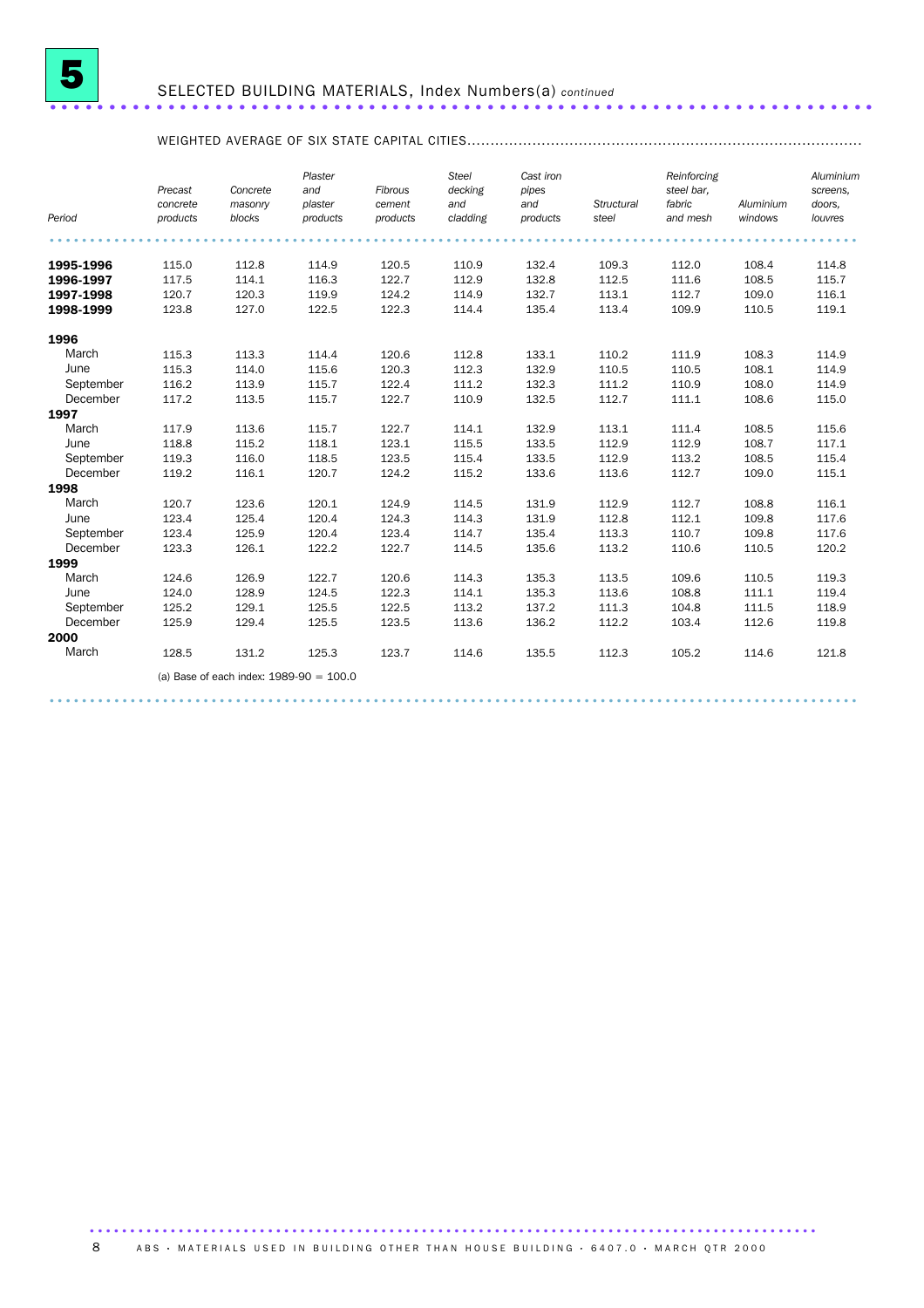# 5 SELECTED BUILDING MATERIALS, Index Numbers(a) *continued*

WEIGHTED AVERAGE OF SIX STATE CAPITAL CITIES

| Period | *Precast concrete products* | *Concrete masonry blocks* | *Plaster and plaster products* | *Fibrous cement products* | *Steel decking and cladding* | *Cast iron pipes and products* | *Structural steel* | *Reinforcing steel bar, fabric and mesh* | *Aluminium windows* | *Aluminium screens, doors, louvres* |
|---|---|---|---|---|---|---|---|---|---|---|
| **1995-1996** | 115.0 | 112.8 | 114.9 | 120.5 | 110.9 | 132.4 | 109.3 | 112.0 | 108.4 | 114.8 |
| **1996-1997** | 117.5 | 114.1 | 116.3 | 122.7 | 112.9 | 132.8 | 112.5 | 111.6 | 108.5 | 115.7 |
| **1997-1998** | 120.7 | 120.3 | 119.9 | 124.2 | 114.9 | 132.7 | 113.1 | 112.7 | 109.0 | 116.1 |
| **1998-1999** | 123.8 | 127.0 | 122.5 | 122.3 | 114.4 | 135.4 | 113.4 | 109.9 | 110.5 | 119.1 |
| **1996** | | | | | | | | | | |
| March | 115.3 | 113.3 | 114.4 | 120.6 | 112.8 | 133.1 | 110.2 | 111.9 | 108.3 | 114.9 |
| June | 115.3 | 114.0 | 115.6 | 120.3 | 112.3 | 132.9 | 110.5 | 110.5 | 108.1 | 114.9 |
| September | 116.2 | 113.9 | 115.7 | 122.4 | 111.2 | 132.3 | 111.2 | 110.9 | 108.0 | 114.9 |
| December | 117.2 | 113.5 | 115.7 | 122.7 | 110.9 | 132.5 | 112.7 | 111.1 | 108.6 | 115.0 |
| **1997** | | | | | | | | | | |
| March | 117.9 | 113.6 | 115.7 | 122.7 | 114.1 | 132.9 | 113.1 | 111.4 | 108.5 | 115.6 |
| June | 118.8 | 115.2 | 118.1 | 123.1 | 115.5 | 133.5 | 112.9 | 112.9 | 108.7 | 117.1 |
| September | 119.3 | 116.0 | 118.5 | 123.5 | 115.4 | 133.5 | 112.9 | 113.2 | 108.5 | 115.4 |
| December | 119.2 | 116.1 | 120.7 | 124.2 | 115.2 | 133.6 | 113.6 | 112.7 | 109.0 | 115.1 |
| **1998** | | | | | | | | | | |
| March | 120.7 | 123.6 | 120.1 | 124.9 | 114.5 | 131.9 | 112.9 | 112.7 | 108.8 | 116.1 |
| June | 123.4 | 125.4 | 120.4 | 124.3 | 114.3 | 131.9 | 112.8 | 112.1 | 109.8 | 117.6 |
| September | 123.4 | 125.9 | 120.4 | 123.4 | 114.7 | 135.4 | 113.3 | 110.7 | 109.8 | 117.6 |
| December | 123.3 | 126.1 | 122.2 | 122.7 | 114.5 | 135.6 | 113.2 | 110.6 | 110.5 | 120.2 |
| **1999** | | | | | | | | | | |
| March | 124.6 | 126.9 | 122.7 | 120.6 | 114.3 | 135.3 | 113.5 | 109.6 | 110.5 | 119.3 |
| June | 124.0 | 128.9 | 124.5 | 122.3 | 114.1 | 135.3 | 113.6 | 108.8 | 111.1 | 119.4 |
| September | 125.2 | 129.1 | 125.5 | 122.5 | 113.2 | 137.2 | 111.3 | 104.8 | 111.5 | 118.9 |
| December | 125.9 | 129.4 | 125.5 | 123.5 | 113.6 | 136.2 | 112.2 | 103.4 | 112.6 | 119.8 |
| **2000** | | | | | | | | | | |
| March | 128.5 | 131.2 | 125.3 | 123.7 | 114.6 | 135.5 | 112.3 | 105.2 | 114.6 | 121.8 |

(a) Base of each index: 1989-90 = 100.0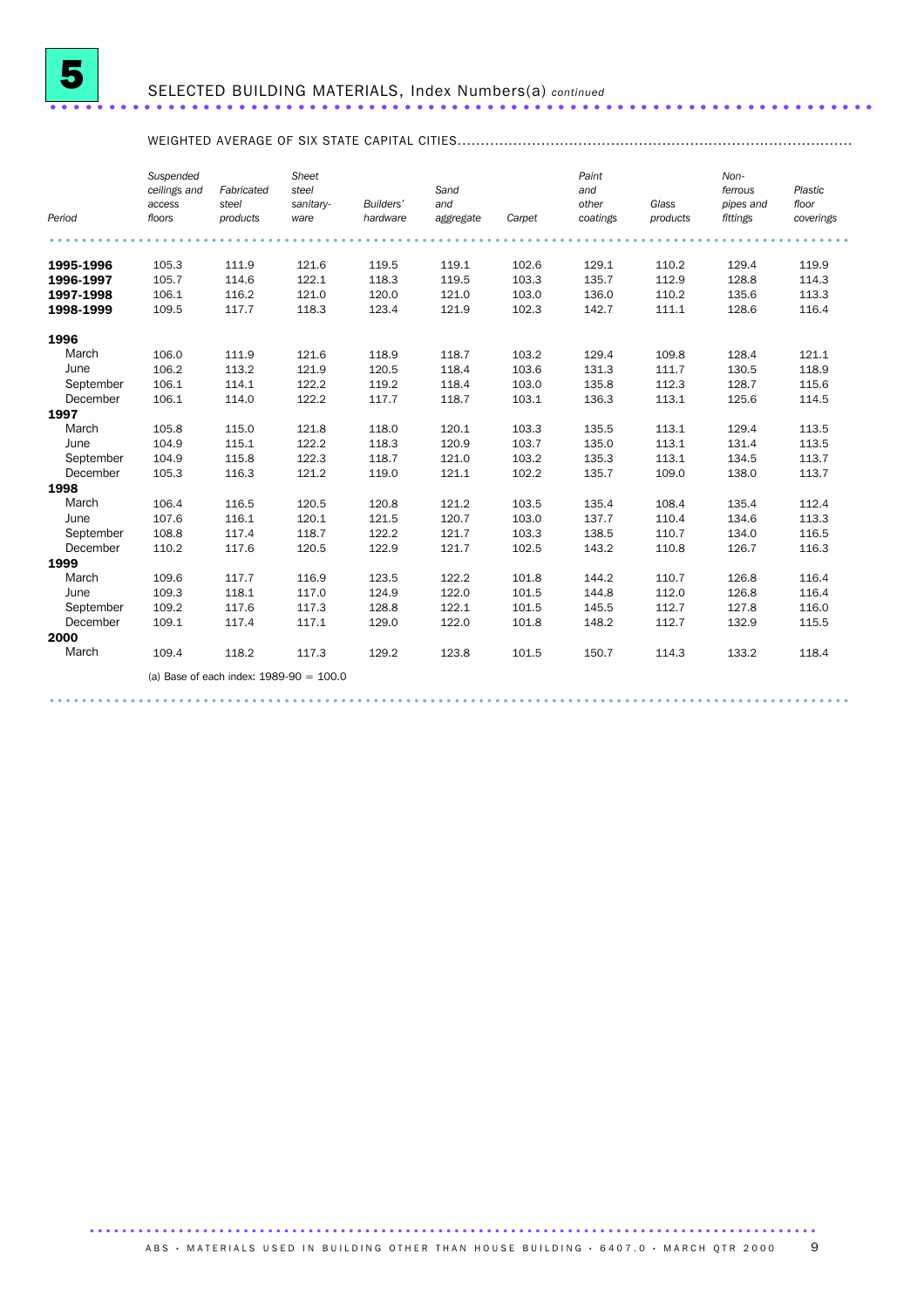# 5 SELECTED BUILDING MATERIALS, Index Numbers(a) *continued*

WEIGHTED AVERAGE OF SIX STATE CAPITAL CITIES

| Period | *Suspended ceilings and access floors* | *Fabricated steel products* | *Sheet steel sanitary-ware* | *Builders' hardware* | *Sand and aggregate* | *Carpet* | *Paint and other coatings* | *Glass products* | *Non-ferrous pipes and fittings* | *Plastic floor coverings* |
|---|---|---|---|---|---|---|---|---|---|---|
| **1995-1996** | 105.3 | 111.9 | 121.6 | 119.5 | 119.1 | 102.6 | 129.1 | 110.2 | 129.4 | 119.9 |
| **1996-1997** | 105.7 | 114.6 | 122.1 | 118.3 | 119.5 | 103.3 | 135.7 | 112.9 | 128.8 | 114.3 |
| **1997-1998** | 106.1 | 116.2 | 121.0 | 120.0 | 121.0 | 103.0 | 136.0 | 110.2 | 135.6 | 113.3 |
| **1998-1999** | 109.5 | 117.7 | 118.3 | 123.4 | 121.9 | 102.3 | 142.7 | 111.1 | 128.6 | 116.4 |
| **1996** | | | | | | | | | | |
| March | 106.0 | 111.9 | 121.6 | 118.9 | 118.7 | 103.2 | 129.4 | 109.8 | 128.4 | 121.1 |
| June | 106.2 | 113.2 | 121.9 | 120.5 | 118.4 | 103.6 | 131.3 | 111.7 | 130.5 | 118.9 |
| September | 106.1 | 114.1 | 122.2 | 119.2 | 118.4 | 103.0 | 135.8 | 112.3 | 128.7 | 115.6 |
| December | 106.1 | 114.0 | 122.2 | 117.7 | 118.7 | 103.1 | 136.3 | 113.1 | 125.6 | 114.5 |
| **1997** | | | | | | | | | | |
| March | 105.8 | 115.0 | 121.8 | 118.0 | 120.1 | 103.3 | 135.5 | 113.1 | 129.4 | 113.5 |
| June | 104.9 | 115.1 | 122.2 | 118.3 | 120.9 | 103.7 | 135.0 | 113.1 | 131.4 | 113.5 |
| September | 104.9 | 115.8 | 122.3 | 118.7 | 121.0 | 103.2 | 135.3 | 113.1 | 134.5 | 113.7 |
| December | 105.3 | 116.3 | 121.2 | 119.0 | 121.1 | 102.2 | 135.7 | 109.0 | 138.0 | 113.7 |
| **1998** | | | | | | | | | | |
| March | 106.4 | 116.5 | 120.5 | 120.8 | 121.2 | 103.5 | 135.4 | 108.4 | 135.4 | 112.4 |
| June | 107.6 | 116.1 | 120.1 | 121.5 | 120.7 | 103.0 | 137.7 | 110.4 | 134.6 | 113.3 |
| September | 108.8 | 117.4 | 118.7 | 122.2 | 121.7 | 103.3 | 138.5 | 110.7 | 134.0 | 116.5 |
| December | 110.2 | 117.6 | 120.5 | 122.9 | 121.7 | 102.5 | 143.2 | 110.8 | 126.7 | 116.3 |
| **1999** | | | | | | | | | | |
| March | 109.6 | 117.7 | 116.9 | 123.5 | 122.2 | 101.8 | 144.2 | 110.7 | 126.8 | 116.4 |
| June | 109.3 | 118.1 | 117.0 | 124.9 | 122.0 | 101.5 | 144.8 | 112.0 | 126.8 | 116.4 |
| September | 109.2 | 117.6 | 117.3 | 128.8 | 122.1 | 101.5 | 145.5 | 112.7 | 127.8 | 116.0 |
| December | 109.1 | 117.4 | 117.1 | 129.0 | 122.0 | 101.8 | 148.2 | 112.7 | 132.9 | 115.5 |
| **2000** | | | | | | | | | | |
| March | 109.4 | 118.2 | 117.3 | 129.2 | 123.8 | 101.5 | 150.7 | 114.3 | 133.2 | 118.4 |

(a) Base of each index: 1989-90 = 100.0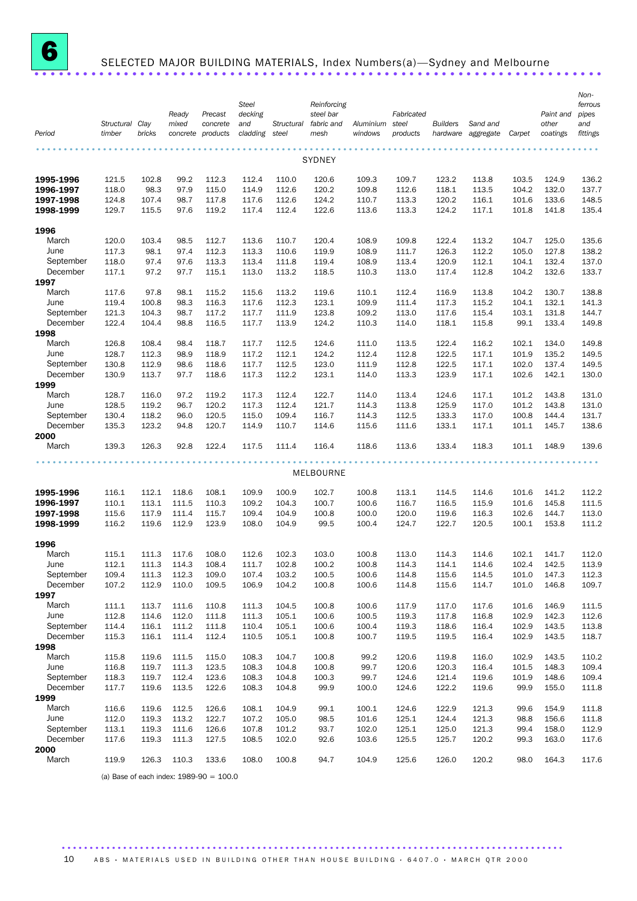# 6 SELECTED MAJOR BUILDING MATERIALS, Index Numbers(a)—Sydney and Melbourne

| Period | Structural timber | Clay bricks | Ready mixed concrete | Precast concrete products | Steel decking and cladding | Structural steel | Reinforcing steel bar fabric and mesh | Aluminium windows | Fabricated steel products | Builders hardware | Sand and aggregate | Carpet | Paint and other coatings | Non-ferrous pipes and fittings |
|---|---|---|---|---|---|---|---|---|---|---|---|---|---|---|
| **SYDNEY** | | | | | | | | | | | | | | |
| **1995-1996** | 121.5 | 102.8 | 99.2 | 112.3 | 112.4 | 110.0 | 120.6 | 109.3 | 109.7 | 123.2 | 113.8 | 103.5 | 124.9 | 136.2 |
| **1996-1997** | 118.0 | 98.3 | 97.9 | 115.0 | 114.9 | 112.6 | 120.2 | 109.8 | 112.6 | 118.1 | 113.5 | 104.2 | 132.0 | 137.7 |
| **1997-1998** | 124.8 | 107.4 | 98.7 | 117.8 | 117.6 | 112.6 | 124.2 | 110.7 | 113.3 | 120.2 | 116.1 | 101.6 | 133.6 | 148.5 |
| **1998-1999** | 129.7 | 115.5 | 97.6 | 119.2 | 117.4 | 112.4 | 122.6 | 113.6 | 113.3 | 124.2 | 117.1 | 101.8 | 141.8 | 135.4 |
| **1996** | | | | | | | | | | | | | | |
| March | 120.0 | 103.4 | 98.5 | 112.7 | 113.6 | 110.7 | 120.4 | 108.9 | 109.8 | 122.4 | 113.2 | 104.7 | 125.0 | 135.6 |
| June | 117.3 | 98.1 | 97.4 | 112.3 | 113.3 | 110.6 | 119.9 | 108.9 | 111.7 | 126.3 | 112.2 | 105.0 | 127.8 | 138.2 |
| September | 118.0 | 97.4 | 97.6 | 113.3 | 113.4 | 111.8 | 119.4 | 108.9 | 113.4 | 120.9 | 112.1 | 104.1 | 132.4 | 137.0 |
| December | 117.1 | 97.2 | 97.7 | 115.1 | 113.0 | 113.2 | 118.5 | 110.3 | 113.0 | 117.4 | 112.8 | 104.2 | 132.6 | 133.7 |
| **1997** | | | | | | | | | | | | | | |
| March | 117.6 | 97.8 | 98.1 | 115.2 | 115.6 | 113.2 | 119.6 | 110.1 | 112.4 | 116.9 | 113.8 | 104.2 | 130.7 | 138.8 |
| June | 119.4 | 100.8 | 98.3 | 116.3 | 117.6 | 112.3 | 123.1 | 109.9 | 111.4 | 117.3 | 115.2 | 104.1 | 132.1 | 141.3 |
| September | 121.3 | 104.3 | 98.7 | 117.2 | 117.7 | 111.9 | 123.8 | 109.2 | 113.0 | 117.6 | 115.4 | 103.1 | 131.8 | 144.7 |
| December | 122.4 | 104.4 | 98.8 | 116.5 | 117.7 | 113.9 | 124.2 | 110.3 | 114.0 | 118.1 | 115.8 | 99.1 | 133.4 | 149.8 |
| **1998** | | | | | | | | | | | | | | |
| March | 126.8 | 108.4 | 98.4 | 118.7 | 117.7 | 112.5 | 124.6 | 111.0 | 113.5 | 122.4 | 116.2 | 102.1 | 134.0 | 149.8 |
| June | 128.7 | 112.3 | 98.9 | 118.9 | 117.2 | 112.1 | 124.2 | 112.4 | 112.8 | 122.5 | 117.1 | 101.9 | 135.2 | 149.5 |
| September | 130.8 | 112.9 | 98.6 | 118.6 | 117.7 | 112.5 | 123.0 | 111.9 | 112.8 | 122.5 | 117.1 | 102.0 | 137.4 | 149.5 |
| December | 130.9 | 113.7 | 97.7 | 118.6 | 117.3 | 112.2 | 123.1 | 114.0 | 113.3 | 123.9 | 117.1 | 102.6 | 142.1 | 130.0 |
| **1999** | | | | | | | | | | | | | | |
| March | 128.7 | 116.0 | 97.2 | 119.2 | 117.3 | 112.4 | 122.7 | 114.0 | 113.4 | 124.6 | 117.1 | 101.2 | 143.8 | 131.0 |
| June | 128.5 | 119.2 | 96.7 | 120.2 | 117.3 | 112.4 | 121.7 | 114.3 | 113.8 | 125.9 | 117.0 | 101.2 | 143.8 | 131.0 |
| September | 130.4 | 118.2 | 96.0 | 120.5 | 115.0 | 109.4 | 116.7 | 114.3 | 112.5 | 133.3 | 117.0 | 100.8 | 144.4 | 131.7 |
| December | 135.3 | 123.2 | 94.8 | 120.7 | 114.9 | 110.7 | 114.6 | 115.6 | 111.6 | 133.1 | 117.1 | 101.1 | 145.7 | 138.6 |
| **2000** | | | | | | | | | | | | | | |
| March | 139.3 | 126.3 | 92.8 | 122.4 | 117.5 | 111.4 | 116.4 | 118.6 | 113.6 | 133.4 | 118.3 | 101.1 | 148.9 | 139.6 |
| **MELBOURNE** | | | | | | | | | | | | | | |
| **1995-1996** | 116.1 | 112.1 | 118.6 | 108.1 | 109.9 | 100.9 | 102.7 | 100.8 | 113.1 | 114.5 | 114.6 | 101.6 | 141.2 | 112.2 |
| **1996-1997** | 110.1 | 113.1 | 111.5 | 110.3 | 109.2 | 104.3 | 100.7 | 100.6 | 116.7 | 116.5 | 115.9 | 101.6 | 145.8 | 111.5 |
| **1997-1998** | 115.6 | 117.9 | 111.4 | 115.7 | 109.4 | 104.9 | 100.8 | 100.0 | 120.0 | 119.6 | 116.3 | 102.6 | 144.7 | 113.0 |
| **1998-1999** | 116.2 | 119.6 | 112.9 | 123.9 | 108.0 | 104.9 | 99.5 | 100.4 | 124.7 | 122.7 | 120.5 | 100.1 | 153.8 | 111.2 |
| **1996** | | | | | | | | | | | | | | |
| March | 115.1 | 111.3 | 117.6 | 108.0 | 112.6 | 102.3 | 103.0 | 100.8 | 113.0 | 114.3 | 114.6 | 102.1 | 141.7 | 112.0 |
| June | 112.1 | 111.3 | 114.3 | 108.4 | 111.7 | 102.8 | 100.2 | 100.8 | 114.3 | 114.1 | 114.6 | 102.4 | 142.5 | 113.9 |
| September | 109.4 | 111.3 | 112.3 | 109.0 | 107.4 | 103.2 | 100.5 | 100.6 | 114.8 | 115.6 | 114.5 | 101.0 | 147.3 | 112.3 |
| December | 107.2 | 112.9 | 110.0 | 109.5 | 106.9 | 104.2 | 100.8 | 100.6 | 114.8 | 115.6 | 114.7 | 101.0 | 146.8 | 109.7 |
| **1997** | | | | | | | | | | | | | | |
| March | 111.1 | 113.7 | 111.6 | 110.8 | 111.3 | 104.5 | 100.8 | 100.6 | 117.9 | 117.0 | 117.6 | 101.6 | 146.9 | 111.5 |
| June | 112.8 | 114.6 | 112.0 | 111.8 | 111.3 | 105.1 | 100.6 | 100.5 | 119.3 | 117.8 | 116.8 | 102.9 | 142.3 | 112.6 |
| September | 114.4 | 116.1 | 111.2 | 111.8 | 110.4 | 105.1 | 100.6 | 100.4 | 119.3 | 118.6 | 116.4 | 102.9 | 143.5 | 113.8 |
| December | 115.3 | 116.1 | 111.4 | 112.4 | 110.5 | 105.1 | 100.8 | 100.7 | 119.5 | 119.5 | 116.4 | 102.9 | 143.5 | 118.7 |
| **1998** | | | | | | | | | | | | | | |
| March | 115.8 | 119.6 | 111.5 | 115.0 | 108.3 | 104.7 | 100.8 | 99.2 | 120.6 | 119.8 | 116.0 | 102.9 | 143.5 | 110.2 |
| June | 116.8 | 119.7 | 111.3 | 123.5 | 108.3 | 104.8 | 100.8 | 99.7 | 120.6 | 120.3 | 116.4 | 101.5 | 148.3 | 109.4 |
| September | 118.3 | 119.7 | 112.4 | 123.6 | 108.3 | 104.8 | 100.3 | 99.7 | 124.6 | 121.4 | 119.6 | 101.9 | 148.6 | 109.4 |
| December | 117.7 | 119.6 | 113.5 | 122.6 | 108.3 | 104.8 | 99.9 | 100.0 | 124.6 | 122.2 | 119.6 | 99.9 | 155.0 | 111.8 |
| **1999** | | | | | | | | | | | | | | |
| March | 116.6 | 119.6 | 112.5 | 126.6 | 108.1 | 104.9 | 99.1 | 100.1 | 124.6 | 122.9 | 121.3 | 99.6 | 154.9 | 111.8 |
| June | 112.0 | 119.3 | 113.2 | 122.7 | 107.2 | 105.0 | 98.5 | 101.6 | 125.1 | 124.4 | 121.3 | 98.8 | 156.6 | 111.8 |
| September | 113.1 | 119.3 | 111.6 | 126.6 | 107.8 | 101.2 | 93.7 | 102.0 | 125.1 | 125.0 | 121.3 | 99.4 | 158.0 | 112.9 |
| December | 117.6 | 119.3 | 111.3 | 127.5 | 108.5 | 102.0 | 92.6 | 103.6 | 125.5 | 125.7 | 120.2 | 99.3 | 163.0 | 117.6 |
| **2000** | | | | | | | | | | | | | | |
| March | 119.9 | 126.3 | 110.3 | 133.6 | 108.0 | 100.8 | 94.7 | 104.9 | 125.6 | 126.0 | 120.2 | 98.0 | 164.3 | 117.6 |

(a) Base of each index: 1989-90 = 100.0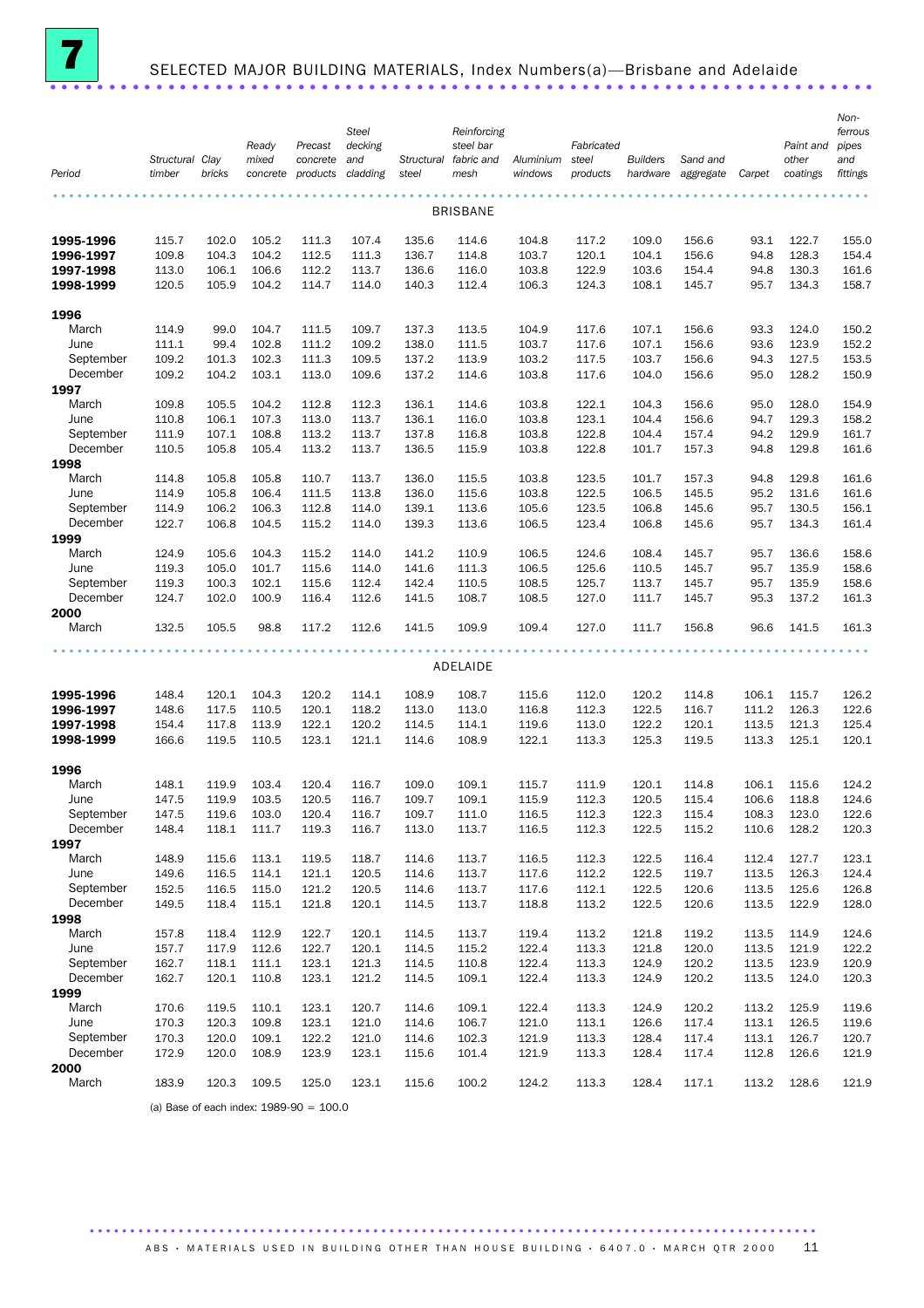# 7 SELECTED MAJOR BUILDING MATERIALS, Index Numbers(a)—Brisbane and Adelaide

| Period | Structural timber | Clay bricks | Ready mixed concrete | Precast concrete products | Steel decking and cladding | Structural steel | Reinforcing steel bar fabric and mesh | Aluminium windows | Fabricated steel products | Builders hardware | Sand and aggregate | Carpet | Paint and other coatings | Non-ferrous pipes and fittings |
|---|---|---|---|---|---|---|---|---|---|---|---|---|---|---|
| | | | | | | | BRISBANE | | | | | | | |
| **1995-1996** | 115.7 | 102.0 | 105.2 | 111.3 | 107.4 | 135.6 | 114.6 | 104.8 | 117.2 | 109.0 | 156.6 | 93.1 | 122.7 | 155.0 |
| **1996-1997** | 109.8 | 104.3 | 104.2 | 112.5 | 111.3 | 136.7 | 114.8 | 103.7 | 120.1 | 104.1 | 156.6 | 94.8 | 128.3 | 154.4 |
| **1997-1998** | 113.0 | 106.1 | 106.6 | 112.2 | 113.7 | 136.6 | 116.0 | 103.8 | 122.9 | 103.6 | 154.4 | 94.8 | 130.3 | 161.6 |
| **1998-1999** | 120.5 | 105.9 | 104.2 | 114.7 | 114.0 | 140.3 | 112.4 | 106.3 | 124.3 | 108.1 | 145.7 | 95.7 | 134.3 | 158.7 |
| **1996** | | | | | | | | | | | | | | |
| March | 114.9 | 99.0 | 104.7 | 111.5 | 109.7 | 137.3 | 113.5 | 104.9 | 117.6 | 107.1 | 156.6 | 93.3 | 124.0 | 150.2 |
| June | 111.1 | 99.4 | 102.8 | 111.2 | 109.2 | 138.0 | 111.5 | 103.7 | 117.6 | 107.1 | 156.6 | 93.6 | 123.9 | 152.2 |
| September | 109.2 | 101.3 | 102.3 | 111.3 | 109.5 | 137.2 | 113.9 | 103.2 | 117.5 | 103.7 | 156.6 | 94.3 | 127.5 | 153.5 |
| December | 109.2 | 104.2 | 103.1 | 113.0 | 109.6 | 137.2 | 114.6 | 103.8 | 117.6 | 104.0 | 156.6 | 95.0 | 128.2 | 150.9 |
| **1997** | | | | | | | | | | | | | | |
| March | 109.8 | 105.5 | 104.2 | 112.8 | 112.3 | 136.1 | 114.6 | 103.8 | 122.1 | 104.3 | 156.6 | 95.0 | 128.0 | 154.9 |
| June | 110.8 | 106.1 | 107.3 | 113.0 | 113.7 | 136.1 | 116.0 | 103.8 | 123.1 | 104.4 | 156.6 | 94.7 | 129.3 | 158.2 |
| September | 111.9 | 107.1 | 108.8 | 113.2 | 113.7 | 137.8 | 116.8 | 103.8 | 122.8 | 104.4 | 157.4 | 94.2 | 129.9 | 161.7 |
| December | 110.5 | 105.8 | 105.4 | 113.2 | 113.7 | 136.5 | 115.9 | 103.8 | 122.8 | 101.7 | 157.3 | 94.8 | 129.8 | 161.6 |
| **1998** | | | | | | | | | | | | | | |
| March | 114.8 | 105.8 | 105.8 | 110.7 | 113.7 | 136.0 | 115.5 | 103.8 | 123.5 | 101.7 | 157.3 | 94.8 | 129.8 | 161.6 |
| June | 114.9 | 105.8 | 106.4 | 111.5 | 113.8 | 136.0 | 115.6 | 103.8 | 122.5 | 106.5 | 145.5 | 95.2 | 131.6 | 161.6 |
| September | 114.9 | 106.2 | 106.3 | 112.8 | 114.0 | 139.1 | 113.6 | 105.6 | 123.5 | 106.8 | 145.6 | 95.7 | 130.5 | 156.1 |
| December | 122.7 | 106.8 | 104.5 | 115.2 | 114.0 | 139.3 | 113.6 | 106.5 | 123.4 | 106.8 | 145.6 | 95.7 | 134.3 | 161.4 |
| **1999** | | | | | | | | | | | | | | |
| March | 124.9 | 105.6 | 104.3 | 115.2 | 114.0 | 141.2 | 110.9 | 106.5 | 124.6 | 108.4 | 145.7 | 95.7 | 136.6 | 158.6 |
| June | 119.3 | 105.0 | 101.7 | 115.6 | 114.0 | 141.6 | 111.3 | 106.5 | 125.6 | 110.5 | 145.7 | 95.7 | 135.9 | 158.6 |
| September | 119.3 | 100.3 | 102.1 | 115.6 | 112.4 | 142.4 | 110.5 | 108.5 | 125.7 | 113.7 | 145.7 | 95.7 | 135.9 | 158.6 |
| December | 124.7 | 102.0 | 100.9 | 116.4 | 112.6 | 141.5 | 108.7 | 108.5 | 127.0 | 111.7 | 145.7 | 95.3 | 137.2 | 161.3 |
| **2000** | | | | | | | | | | | | | | |
| March | 132.5 | 105.5 | 98.8 | 117.2 | 112.6 | 141.5 | 109.9 | 109.4 | 127.0 | 111.7 | 156.8 | 96.6 | 141.5 | 161.3 |
| | | | | | | | ADELAIDE | | | | | | | |
| **1995-1996** | 148.4 | 120.1 | 104.3 | 120.2 | 114.1 | 108.9 | 108.7 | 115.6 | 112.0 | 120.2 | 114.8 | 106.1 | 115.7 | 126.2 |
| **1996-1997** | 148.6 | 117.5 | 110.5 | 120.1 | 118.2 | 113.0 | 113.0 | 116.8 | 112.3 | 122.5 | 116.7 | 111.2 | 126.3 | 122.6 |
| **1997-1998** | 154.4 | 117.8 | 113.9 | 122.1 | 120.2 | 114.5 | 114.1 | 119.6 | 113.0 | 122.2 | 120.1 | 113.5 | 121.3 | 125.4 |
| **1998-1999** | 166.6 | 119.5 | 110.5 | 123.1 | 121.1 | 114.6 | 108.9 | 122.1 | 113.3 | 125.3 | 119.5 | 113.3 | 125.1 | 120.1 |
| **1996** | | | | | | | | | | | | | | |
| March | 148.1 | 119.9 | 103.4 | 120.4 | 116.7 | 109.0 | 109.1 | 115.7 | 111.9 | 120.1 | 114.8 | 106.1 | 115.6 | 124.2 |
| June | 147.5 | 119.9 | 103.5 | 120.5 | 116.7 | 109.7 | 109.1 | 115.9 | 112.3 | 120.5 | 115.4 | 106.6 | 118.8 | 124.6 |
| September | 147.5 | 119.6 | 103.0 | 120.4 | 116.7 | 109.7 | 111.0 | 116.5 | 112.3 | 122.3 | 115.4 | 108.3 | 123.0 | 122.6 |
| December | 148.4 | 118.1 | 111.7 | 119.3 | 116.7 | 113.0 | 113.7 | 116.5 | 112.3 | 122.5 | 115.2 | 110.6 | 128.2 | 120.3 |
| **1997** | | | | | | | | | | | | | | |
| March | 148.9 | 115.6 | 113.1 | 119.5 | 118.7 | 114.6 | 113.7 | 116.5 | 112.3 | 122.5 | 116.4 | 112.4 | 127.7 | 123.1 |
| June | 149.6 | 116.5 | 114.1 | 121.1 | 120.5 | 114.6 | 113.7 | 117.6 | 112.2 | 122.5 | 119.7 | 113.5 | 126.3 | 124.4 |
| September | 152.5 | 116.5 | 115.0 | 121.2 | 120.5 | 114.6 | 113.7 | 117.6 | 112.1 | 122.5 | 120.6 | 113.5 | 125.6 | 126.8 |
| December | 149.5 | 118.4 | 115.1 | 121.8 | 120.1 | 114.5 | 113.7 | 118.8 | 113.2 | 122.5 | 120.6 | 113.5 | 122.9 | 128.0 |
| **1998** | | | | | | | | | | | | | | |
| March | 157.8 | 118.4 | 112.9 | 122.7 | 120.1 | 114.5 | 113.7 | 119.4 | 113.2 | 121.8 | 119.2 | 113.5 | 114.9 | 124.6 |
| June | 157.7 | 117.9 | 112.6 | 122.7 | 120.1 | 114.5 | 115.2 | 122.4 | 113.3 | 121.8 | 120.0 | 113.5 | 121.9 | 122.2 |
| September | 162.7 | 118.1 | 111.1 | 123.1 | 121.3 | 114.5 | 110.8 | 122.4 | 113.3 | 124.9 | 120.2 | 113.5 | 123.9 | 120.9 |
| December | 162.7 | 120.1 | 110.8 | 123.1 | 121.2 | 114.5 | 109.1 | 122.4 | 113.3 | 124.9 | 120.2 | 113.5 | 124.0 | 120.3 |
| **1999** | | | | | | | | | | | | | | |
| March | 170.6 | 119.5 | 110.1 | 123.1 | 120.7 | 114.6 | 109.1 | 122.4 | 113.3 | 124.9 | 120.2 | 113.2 | 125.9 | 119.6 |
| June | 170.3 | 120.3 | 109.8 | 123.1 | 121.0 | 114.6 | 106.7 | 121.0 | 113.1 | 126.6 | 117.4 | 113.1 | 126.5 | 119.6 |
| September | 170.3 | 120.0 | 109.1 | 122.2 | 121.0 | 114.6 | 102.3 | 121.9 | 113.3 | 128.4 | 117.4 | 113.1 | 126.7 | 120.7 |
| December | 172.9 | 120.0 | 108.9 | 123.9 | 123.1 | 115.6 | 101.4 | 121.9 | 113.3 | 128.4 | 117.4 | 112.8 | 126.6 | 121.9 |
| **2000** | | | | | | | | | | | | | | |
| March | 183.9 | 120.3 | 109.5 | 125.0 | 123.1 | 115.6 | 100.2 | 124.2 | 113.3 | 128.4 | 117.1 | 113.2 | 128.6 | 121.9 |

(a) Base of each index: 1989-90 = 100.0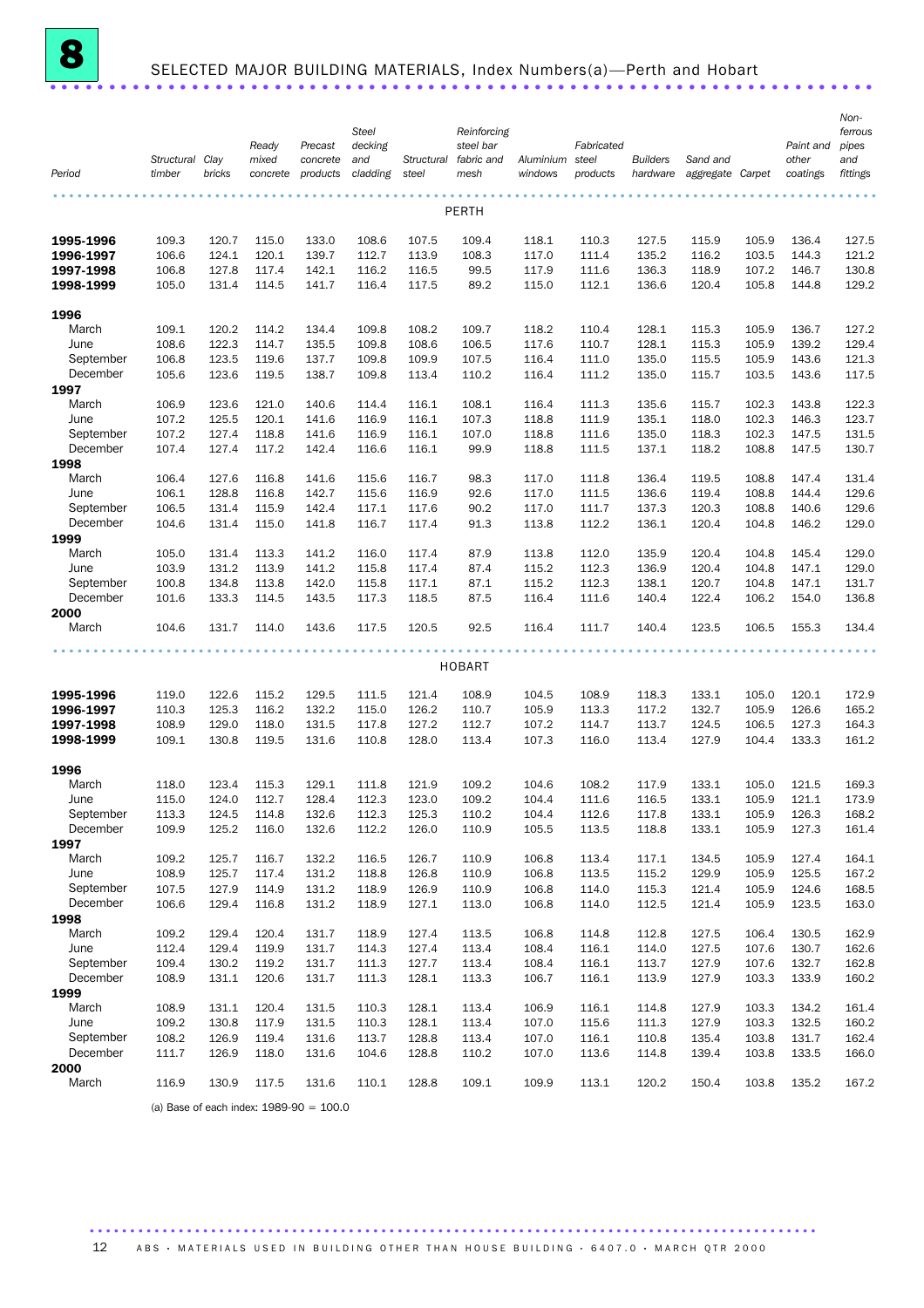# 8 SELECTED MAJOR BUILDING MATERIALS, Index Numbers(a)—Perth and Hobart

| Period | Structural timber | Clay bricks | Ready mixed concrete | Precast concrete products | Steel decking and cladding | Structural steel | Reinforcing steel bar fabric and mesh | Aluminium windows | Fabricated steel products | Builders hardware | Sand and aggregate | Carpet | Paint and other coatings | Non-ferrous pipes and fittings |
|---|---|---|---|---|---|---|---|---|---|---|---|---|---|---|
| | | | | | | | PERTH | | | | | | | |
| **1995-1996** | 109.3 | 120.7 | 115.0 | 133.0 | 108.6 | 107.5 | 109.4 | 118.1 | 110.3 | 127.5 | 115.9 | 105.9 | 136.4 | 127.5 |
| **1996-1997** | 106.6 | 124.1 | 120.1 | 139.7 | 112.7 | 113.9 | 108.3 | 117.0 | 111.4 | 135.2 | 116.2 | 103.5 | 144.3 | 121.2 |
| **1997-1998** | 106.8 | 127.8 | 117.4 | 142.1 | 116.2 | 116.5 | 99.5 | 117.9 | 111.6 | 136.3 | 118.9 | 107.2 | 146.7 | 130.8 |
| **1998-1999** | 105.0 | 131.4 | 114.5 | 141.7 | 116.4 | 117.5 | 89.2 | 115.0 | 112.1 | 136.6 | 120.4 | 105.8 | 144.8 | 129.2 |
| **1996** | | | | | | | | | | | | | | |
| March | 109.1 | 120.2 | 114.2 | 134.4 | 109.8 | 108.2 | 109.7 | 118.2 | 110.4 | 128.1 | 115.3 | 105.9 | 136.7 | 127.2 |
| June | 108.6 | 122.3 | 114.7 | 135.5 | 109.8 | 108.6 | 106.5 | 117.6 | 110.7 | 128.1 | 115.3 | 105.9 | 139.2 | 129.4 |
| September | 106.8 | 123.5 | 119.6 | 137.7 | 109.8 | 109.9 | 107.5 | 116.4 | 111.0 | 135.0 | 115.5 | 105.9 | 143.6 | 121.3 |
| December | 105.6 | 123.6 | 119.5 | 138.7 | 109.8 | 113.4 | 110.2 | 116.4 | 111.2 | 135.0 | 115.7 | 103.5 | 143.6 | 117.5 |
| **1997** | | | | | | | | | | | | | | |
| March | 106.9 | 123.6 | 121.0 | 140.6 | 114.4 | 116.1 | 108.1 | 116.4 | 111.3 | 135.6 | 115.7 | 102.3 | 143.8 | 122.3 |
| June | 107.2 | 125.5 | 120.1 | 141.6 | 116.9 | 116.1 | 107.3 | 118.8 | 111.9 | 135.1 | 118.0 | 102.3 | 146.3 | 123.7 |
| September | 107.2 | 127.4 | 118.8 | 141.6 | 116.9 | 116.1 | 107.0 | 118.8 | 111.6 | 135.0 | 118.3 | 102.3 | 147.5 | 131.5 |
| December | 107.4 | 127.4 | 117.2 | 142.4 | 116.6 | 116.1 | 99.9 | 118.8 | 111.5 | 137.1 | 118.2 | 108.8 | 147.5 | 130.7 |
| **1998** | | | | | | | | | | | | | | |
| March | 106.4 | 127.6 | 116.8 | 141.6 | 115.6 | 116.7 | 98.3 | 117.0 | 111.8 | 136.4 | 119.5 | 108.8 | 147.4 | 131.4 |
| June | 106.1 | 128.8 | 116.8 | 142.7 | 115.6 | 116.9 | 92.6 | 117.0 | 111.5 | 136.6 | 119.4 | 108.8 | 144.4 | 129.6 |
| September | 106.5 | 131.4 | 115.9 | 142.4 | 117.1 | 117.6 | 90.2 | 117.0 | 111.7 | 137.3 | 120.3 | 108.8 | 140.6 | 129.6 |
| December | 104.6 | 131.4 | 115.0 | 141.8 | 116.7 | 117.4 | 91.3 | 113.8 | 112.2 | 136.1 | 120.4 | 104.8 | 146.2 | 129.0 |
| **1999** | | | | | | | | | | | | | | |
| March | 105.0 | 131.4 | 113.3 | 141.2 | 116.0 | 117.4 | 87.9 | 113.8 | 112.0 | 135.9 | 120.4 | 104.8 | 145.4 | 129.0 |
| June | 103.9 | 131.2 | 113.9 | 141.2 | 115.8 | 117.4 | 87.4 | 115.2 | 112.3 | 136.9 | 120.4 | 104.8 | 147.1 | 129.0 |
| September | 100.8 | 134.8 | 113.8 | 142.0 | 115.8 | 117.1 | 87.1 | 115.2 | 112.3 | 138.1 | 120.7 | 104.8 | 147.1 | 131.7 |
| December | 101.6 | 133.3 | 114.5 | 143.5 | 117.3 | 118.5 | 87.5 | 116.4 | 111.6 | 140.4 | 122.4 | 106.2 | 154.0 | 136.8 |
| **2000** | | | | | | | | | | | | | | |
| March | 104.6 | 131.7 | 114.0 | 143.6 | 117.5 | 120.5 | 92.5 | 116.4 | 111.7 | 140.4 | 123.5 | 106.5 | 155.3 | 134.4 |
| | | | | | | | HOBART | | | | | | | |
| **1995-1996** | 119.0 | 122.6 | 115.2 | 129.5 | 111.5 | 121.4 | 108.9 | 104.5 | 108.9 | 118.3 | 133.1 | 105.0 | 120.1 | 172.9 |
| **1996-1997** | 110.3 | 125.3 | 116.2 | 132.2 | 115.0 | 126.2 | 110.7 | 105.9 | 113.3 | 117.2 | 132.7 | 105.9 | 126.6 | 165.2 |
| **1997-1998** | 108.9 | 129.0 | 118.0 | 131.5 | 117.8 | 127.2 | 112.7 | 107.2 | 114.7 | 113.7 | 124.5 | 106.5 | 127.3 | 164.3 |
| **1998-1999** | 109.1 | 130.8 | 119.5 | 131.6 | 110.8 | 128.0 | 113.4 | 107.3 | 116.0 | 113.4 | 127.9 | 104.4 | 133.3 | 161.2 |
| **1996** | | | | | | | | | | | | | | |
| March | 118.0 | 123.4 | 115.3 | 129.1 | 111.8 | 121.9 | 109.2 | 104.6 | 108.2 | 117.9 | 133.1 | 105.0 | 121.5 | 169.3 |
| June | 115.0 | 124.0 | 112.7 | 128.4 | 112.3 | 123.0 | 109.2 | 104.4 | 111.6 | 116.5 | 133.1 | 105.9 | 121.1 | 173.9 |
| September | 113.3 | 124.5 | 114.8 | 132.6 | 112.3 | 125.3 | 110.2 | 104.4 | 112.6 | 117.8 | 133.1 | 105.9 | 126.3 | 168.2 |
| December | 109.9 | 125.2 | 116.0 | 132.6 | 112.2 | 126.0 | 110.9 | 105.5 | 113.5 | 118.8 | 133.1 | 105.9 | 127.3 | 161.4 |
| **1997** | | | | | | | | | | | | | | |
| March | 109.2 | 125.7 | 116.7 | 132.2 | 116.5 | 126.7 | 110.9 | 106.8 | 113.4 | 117.1 | 134.5 | 105.9 | 127.4 | 164.1 |
| June | 108.9 | 125.7 | 117.4 | 131.2 | 118.8 | 126.8 | 110.9 | 106.8 | 113.5 | 115.2 | 129.9 | 105.9 | 125.5 | 167.2 |
| September | 107.5 | 127.9 | 114.9 | 131.2 | 118.9 | 126.9 | 110.9 | 106.8 | 114.0 | 115.3 | 121.4 | 105.9 | 124.6 | 168.5 |
| December | 106.6 | 129.4 | 116.8 | 131.2 | 118.9 | 127.1 | 113.0 | 106.8 | 114.0 | 112.5 | 121.4 | 105.9 | 123.5 | 163.0 |
| **1998** | | | | | | | | | | | | | | |
| March | 109.2 | 129.4 | 120.4 | 131.7 | 118.9 | 127.4 | 113.5 | 106.8 | 114.8 | 112.8 | 127.5 | 106.4 | 130.5 | 162.9 |
| June | 112.4 | 129.4 | 119.9 | 131.7 | 114.3 | 127.4 | 113.4 | 108.4 | 116.1 | 114.0 | 127.5 | 107.6 | 130.7 | 162.6 |
| September | 109.4 | 130.2 | 119.2 | 131.7 | 111.3 | 127.7 | 113.4 | 108.4 | 116.1 | 113.7 | 127.9 | 107.6 | 132.7 | 162.8 |
| December | 108.9 | 131.1 | 120.6 | 131.7 | 111.3 | 128.1 | 113.3 | 106.7 | 116.1 | 113.9 | 127.9 | 103.3 | 133.9 | 160.2 |
| **1999** | | | | | | | | | | | | | | |
| March | 108.9 | 131.1 | 120.4 | 131.5 | 110.3 | 128.1 | 113.4 | 106.9 | 116.1 | 114.8 | 127.9 | 103.3 | 134.2 | 161.4 |
| June | 109.2 | 130.8 | 117.9 | 131.5 | 110.3 | 128.1 | 113.4 | 107.0 | 115.6 | 111.3 | 127.9 | 103.3 | 132.5 | 160.2 |
| September | 108.2 | 126.9 | 119.4 | 131.6 | 113.7 | 128.8 | 113.4 | 107.0 | 116.1 | 110.8 | 135.4 | 103.8 | 131.7 | 162.4 |
| December | 111.7 | 126.9 | 118.0 | 131.6 | 104.6 | 128.8 | 110.2 | 107.0 | 113.6 | 114.8 | 139.4 | 103.8 | 133.5 | 166.0 |
| **2000** | | | | | | | | | | | | | | |
| March | 116.9 | 130.9 | 117.5 | 131.6 | 110.1 | 128.8 | 109.1 | 109.9 | 113.1 | 120.2 | 150.4 | 103.8 | 135.2 | 167.2 |

(a) Base of each index: 1989-90 = 100.0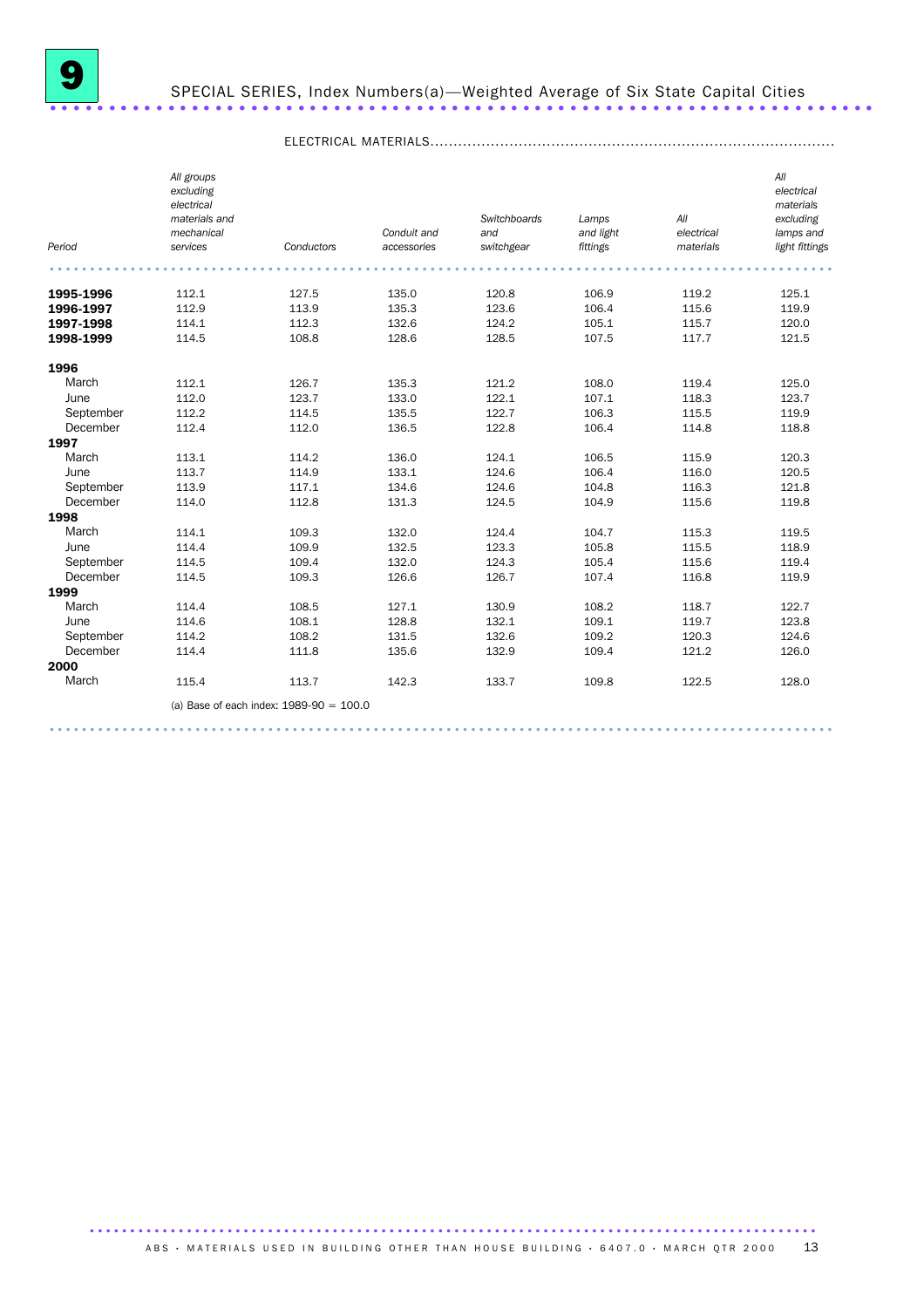# 9 SPECIAL SERIES, Index Numbers(a)—Weighted Average of Six State Capital Cities

ELECTRICAL MATERIALS

| Period | *All groups excluding electrical materials and mechanical services* | *Conductors* | *Conduit and accessories* | *Switchboards and switchgear* | *Lamps and light fittings* | *All electrical materials* | *All electrical materials excluding lamps and light fittings* |
|---|---|---|---|---|---|---|---|
| **1995-1996** | 112.1 | 127.5 | 135.0 | 120.8 | 106.9 | 119.2 | 125.1 |
| **1996-1997** | 112.9 | 113.9 | 135.3 | 123.6 | 106.4 | 115.6 | 119.9 |
| **1997-1998** | 114.1 | 112.3 | 132.6 | 124.2 | 105.1 | 115.7 | 120.0 |
| **1998-1999** | 114.5 | 108.8 | 128.6 | 128.5 | 107.5 | 117.7 | 121.5 |
| **1996** | | | | | | | |
| March | 112.1 | 126.7 | 135.3 | 121.2 | 108.0 | 119.4 | 125.0 |
| June | 112.0 | 123.7 | 133.0 | 122.1 | 107.1 | 118.3 | 123.7 |
| September | 112.2 | 114.5 | 135.5 | 122.7 | 106.3 | 115.5 | 119.9 |
| December | 112.4 | 112.0 | 136.5 | 122.8 | 106.4 | 114.8 | 118.8 |
| **1997** | | | | | | | |
| March | 113.1 | 114.2 | 136.0 | 124.1 | 106.5 | 115.9 | 120.3 |
| June | 113.7 | 114.9 | 133.1 | 124.6 | 106.4 | 116.0 | 120.5 |
| September | 113.9 | 117.1 | 134.6 | 124.6 | 104.8 | 116.3 | 121.8 |
| December | 114.0 | 112.8 | 131.3 | 124.5 | 104.9 | 115.6 | 119.8 |
| **1998** | | | | | | | |
| March | 114.1 | 109.3 | 132.0 | 124.4 | 104.7 | 115.3 | 119.5 |
| June | 114.4 | 109.9 | 132.5 | 123.3 | 105.8 | 115.5 | 118.9 |
| September | 114.5 | 109.4 | 132.0 | 124.3 | 105.4 | 115.6 | 119.4 |
| December | 114.5 | 109.3 | 126.6 | 126.7 | 107.4 | 116.8 | 119.9 |
| **1999** | | | | | | | |
| March | 114.4 | 108.5 | 127.1 | 130.9 | 108.2 | 118.7 | 122.7 |
| June | 114.6 | 108.1 | 128.8 | 132.1 | 109.1 | 119.7 | 123.8 |
| September | 114.2 | 108.2 | 131.5 | 132.6 | 109.2 | 120.3 | 124.6 |
| December | 114.4 | 111.8 | 135.6 | 132.9 | 109.4 | 121.2 | 126.0 |
| **2000** | | | | | | | |
| March | 115.4 | 113.7 | 142.3 | 133.7 | 109.8 | 122.5 | 128.0 |

(a) Base of each index: 1989-90 = 100.0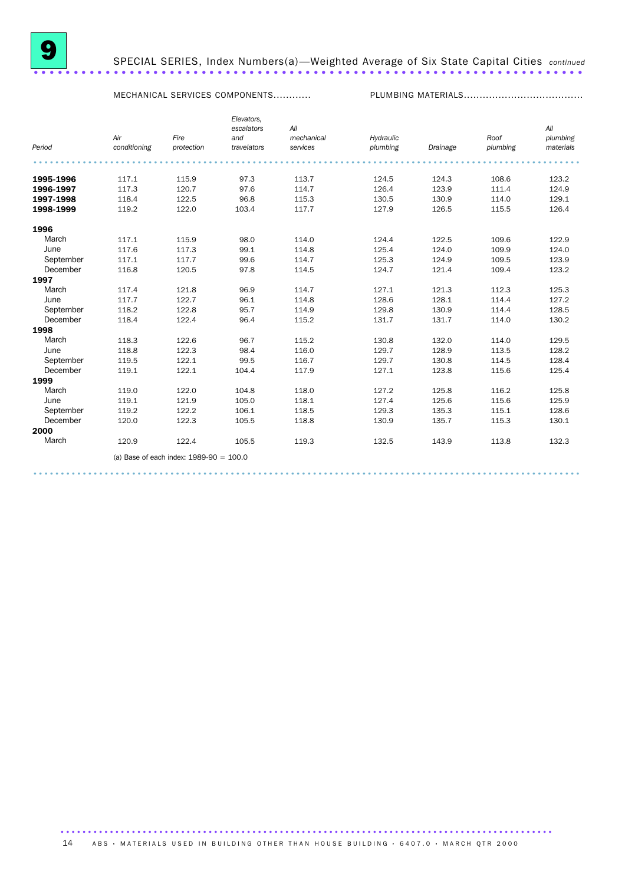# 9 SPECIAL SERIES, Index Numbers(a)—Weighted Average of Six State Capital Cities *continued*

| Period | MECHANICAL SERVICES COMPONENTS | | | | PLUMBING MATERIALS | | | |
|---|---|---|---|---|---|---|---|---|
| | *Air conditioning* | *Fire protection* | *Elevators, escalators and travelators* | *All mechanical services* | *Hydraulic plumbing* | *Drainage* | *Roof plumbing* | *All plumbing materials* |
| **1995-1996** | 117.1 | 115.9 | 97.3 | 113.7 | 124.5 | 124.3 | 108.6 | 123.2 |
| **1996-1997** | 117.3 | 120.7 | 97.6 | 114.7 | 126.4 | 123.9 | 111.4 | 124.9 |
| **1997-1998** | 118.4 | 122.5 | 96.8 | 115.3 | 130.5 | 130.9 | 114.0 | 129.1 |
| **1998-1999** | 119.2 | 122.0 | 103.4 | 117.7 | 127.9 | 126.5 | 115.5 | 126.4 |
| **1996** | | | | | | | | |
| March | 117.1 | 115.9 | 98.0 | 114.0 | 124.4 | 122.5 | 109.6 | 122.9 |
| June | 117.6 | 117.3 | 99.1 | 114.8 | 125.4 | 124.0 | 109.9 | 124.0 |
| September | 117.1 | 117.7 | 99.6 | 114.7 | 125.3 | 124.9 | 109.5 | 123.9 |
| December | 116.8 | 120.5 | 97.8 | 114.5 | 124.7 | 121.4 | 109.4 | 123.2 |
| **1997** | | | | | | | | |
| March | 117.4 | 121.8 | 96.9 | 114.7 | 127.1 | 121.3 | 112.3 | 125.3 |
| June | 117.7 | 122.7 | 96.1 | 114.8 | 128.6 | 128.1 | 114.4 | 127.2 |
| September | 118.2 | 122.8 | 95.7 | 114.9 | 129.8 | 130.9 | 114.4 | 128.5 |
| December | 118.4 | 122.4 | 96.4 | 115.2 | 131.7 | 131.7 | 114.0 | 130.2 |
| **1998** | | | | | | | | |
| March | 118.3 | 122.6 | 96.7 | 115.2 | 130.8 | 132.0 | 114.0 | 129.5 |
| June | 118.8 | 122.3 | 98.4 | 116.0 | 129.7 | 128.9 | 113.5 | 128.2 |
| September | 119.5 | 122.1 | 99.5 | 116.7 | 129.7 | 130.8 | 114.5 | 128.4 |
| December | 119.1 | 122.1 | 104.4 | 117.9 | 127.1 | 123.8 | 115.6 | 125.4 |
| **1999** | | | | | | | | |
| March | 119.0 | 122.0 | 104.8 | 118.0 | 127.2 | 125.8 | 116.2 | 125.8 |
| June | 119.1 | 121.9 | 105.0 | 118.1 | 127.4 | 125.6 | 115.6 | 125.9 |
| September | 119.2 | 122.2 | 106.1 | 118.5 | 129.3 | 135.3 | 115.1 | 128.6 |
| December | 120.0 | 122.3 | 105.5 | 118.8 | 130.9 | 135.7 | 115.3 | 130.1 |
| **2000** | | | | | | | | |
| March | 120.9 | 122.4 | 105.5 | 119.3 | 132.5 | 143.9 | 113.8 | 132.3 |

(a) Base of each index: 1989-90 = 100.0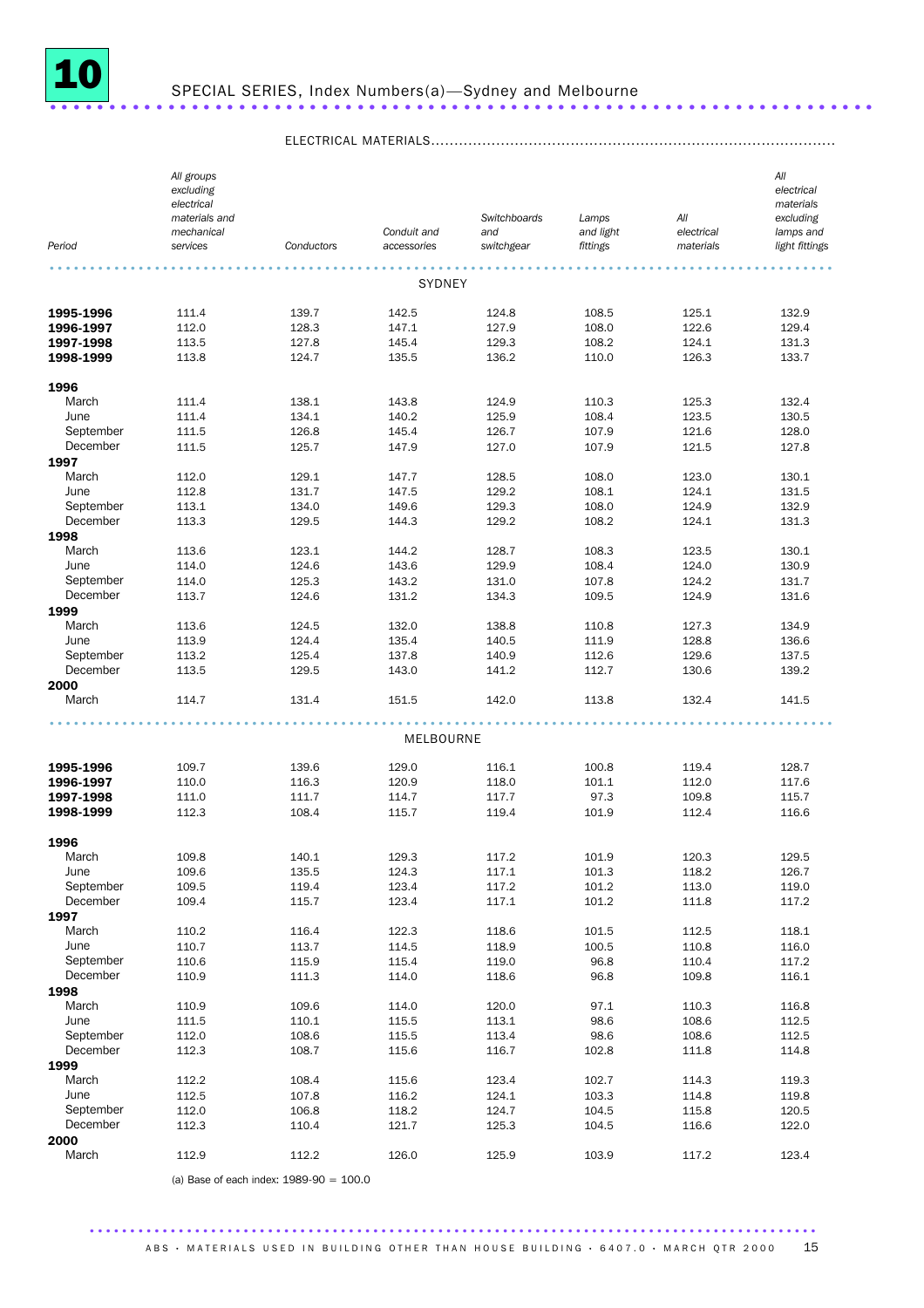# 10 SPECIAL SERIES, Index Numbers(a)—Sydney and Melbourne

| | ELECTRICAL MATERIALS | | | | | | |
|---|---|---|---|---|---|---|---|
| Period | *All groups excluding electrical materials and mechanical services* | *Conductors* | *Conduit and accessories* | *Switchboards and switchgear* | *Lamps and light fittings* | *All electrical materials* | *All electrical materials excluding lamps and light fittings* |
| | | | | SYDNEY | | | |
| **1995-1996** | 111.4 | 139.7 | 142.5 | 124.8 | 108.5 | 125.1 | 132.9 |
| **1996-1997** | 112.0 | 128.3 | 147.1 | 127.9 | 108.0 | 122.6 | 129.4 |
| **1997-1998** | 113.5 | 127.8 | 145.4 | 129.3 | 108.2 | 124.1 | 131.3 |
| **1998-1999** | 113.8 | 124.7 | 135.5 | 136.2 | 110.0 | 126.3 | 133.7 |
| **1996** | | | | | | | |
| March | 111.4 | 138.1 | 143.8 | 124.9 | 110.3 | 125.3 | 132.4 |
| June | 111.4 | 134.1 | 140.2 | 125.9 | 108.4 | 123.5 | 130.5 |
| September | 111.5 | 126.8 | 145.4 | 126.7 | 107.9 | 121.6 | 128.0 |
| December | 111.5 | 125.7 | 147.9 | 127.0 | 107.9 | 121.5 | 127.8 |
| **1997** | | | | | | | |
| March | 112.0 | 129.1 | 147.7 | 128.5 | 108.0 | 123.0 | 130.1 |
| June | 112.8 | 131.7 | 147.5 | 129.2 | 108.1 | 124.1 | 131.5 |
| September | 113.1 | 134.0 | 149.6 | 129.3 | 108.0 | 124.9 | 132.9 |
| December | 113.3 | 129.5 | 144.3 | 129.2 | 108.2 | 124.1 | 131.3 |
| **1998** | | | | | | | |
| March | 113.6 | 123.1 | 144.2 | 128.7 | 108.3 | 123.5 | 130.1 |
| June | 114.0 | 124.6 | 143.6 | 129.9 | 108.4 | 124.0 | 130.9 |
| September | 114.0 | 125.3 | 143.2 | 131.0 | 107.8 | 124.2 | 131.7 |
| December | 113.7 | 124.6 | 131.2 | 134.3 | 109.5 | 124.9 | 131.6 |
| **1999** | | | | | | | |
| March | 113.6 | 124.5 | 132.0 | 138.8 | 110.8 | 127.3 | 134.9 |
| June | 113.9 | 124.4 | 135.4 | 140.5 | 111.9 | 128.8 | 136.6 |
| September | 113.2 | 125.4 | 137.8 | 140.9 | 112.6 | 129.6 | 137.5 |
| December | 113.5 | 129.5 | 143.0 | 141.2 | 112.7 | 130.6 | 139.2 |
| **2000** | | | | | | | |
| March | 114.7 | 131.4 | 151.5 | 142.0 | 113.8 | 132.4 | 141.5 |
| | | | | MELBOURNE | | | |
| **1995-1996** | 109.7 | 139.6 | 129.0 | 116.1 | 100.8 | 119.4 | 128.7 |
| **1996-1997** | 110.0 | 116.3 | 120.9 | 118.0 | 101.1 | 112.0 | 117.6 |
| **1997-1998** | 111.0 | 111.7 | 114.7 | 117.7 | 97.3 | 109.8 | 115.7 |
| **1998-1999** | 112.3 | 108.4 | 115.7 | 119.4 | 101.9 | 112.4 | 116.6 |
| **1996** | | | | | | | |
| March | 109.8 | 140.1 | 129.3 | 117.2 | 101.9 | 120.3 | 129.5 |
| June | 109.6 | 135.5 | 124.3 | 117.1 | 101.3 | 118.2 | 126.7 |
| September | 109.5 | 119.4 | 123.4 | 117.2 | 101.2 | 113.0 | 119.0 |
| December | 109.4 | 115.7 | 123.4 | 117.1 | 101.2 | 111.8 | 117.2 |
| **1997** | | | | | | | |
| March | 110.2 | 116.4 | 122.3 | 118.6 | 101.5 | 112.5 | 118.1 |
| June | 110.7 | 113.7 | 114.5 | 118.9 | 100.5 | 110.8 | 116.0 |
| September | 110.6 | 115.9 | 115.4 | 119.0 | 96.8 | 110.4 | 117.2 |
| December | 110.9 | 111.3 | 114.0 | 118.6 | 96.8 | 109.8 | 116.1 |
| **1998** | | | | | | | |
| March | 110.9 | 109.6 | 114.0 | 120.0 | 97.1 | 110.3 | 116.8 |
| June | 111.5 | 110.1 | 115.5 | 113.1 | 98.6 | 108.6 | 112.5 |
| September | 112.0 | 108.6 | 115.5 | 113.4 | 98.6 | 108.6 | 112.5 |
| December | 112.3 | 108.7 | 115.6 | 116.7 | 102.8 | 111.8 | 114.8 |
| **1999** | | | | | | | |
| March | 112.2 | 108.4 | 115.6 | 123.4 | 102.7 | 114.3 | 119.3 |
| June | 112.5 | 107.8 | 116.2 | 124.1 | 103.3 | 114.8 | 119.8 |
| September | 112.0 | 106.8 | 118.2 | 124.7 | 104.5 | 115.8 | 120.5 |
| December | 112.3 | 110.4 | 121.7 | 125.3 | 104.5 | 116.6 | 122.0 |
| **2000** | | | | | | | |
| March | 112.9 | 112.2 | 126.0 | 125.9 | 103.9 | 117.2 | 123.4 |

(a) Base of each index: 1989-90 = 100.0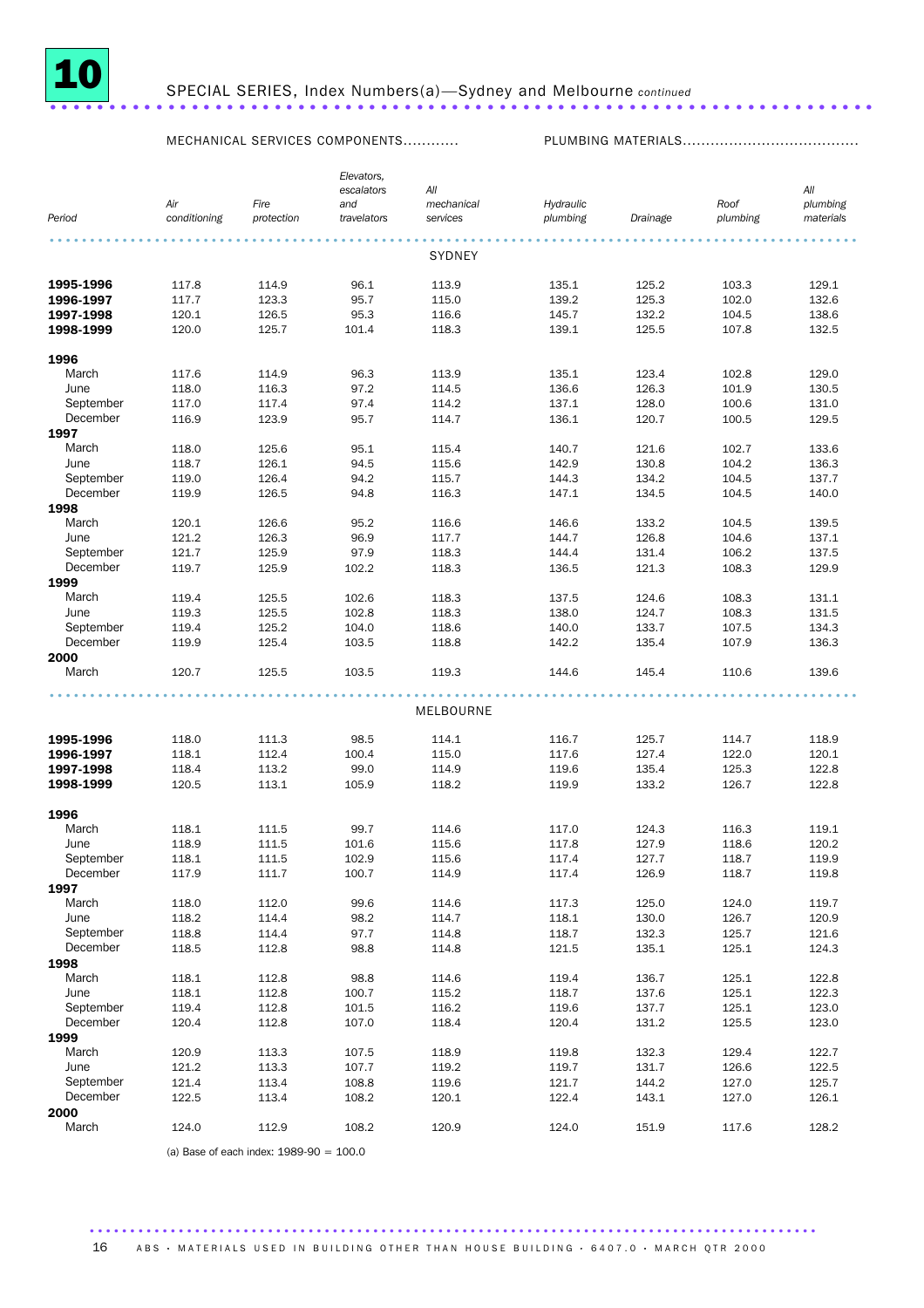# 10 SPECIAL SERIES, Index Numbers(a)—Sydney and Melbourne *continued*

| Period | MECHANICAL SERVICES COMPONENTS | | | | PLUMBING MATERIALS | | | |
|---|---|---|---|---|---|---|---|---|
| | *Air conditioning* | *Fire protection* | *Elevators, escalators and travelators* | *All mechanical services* | *Hydraulic plumbing* | *Drainage* | *Roof plumbing* | *All plumbing materials* |
| | | | | SYDNEY | | | | |
| **1995-1996** | 117.8 | 114.9 | 96.1 | 113.9 | 135.1 | 125.2 | 103.3 | 129.1 |
| **1996-1997** | 117.7 | 123.3 | 95.7 | 115.0 | 139.2 | 125.3 | 102.0 | 132.6 |
| **1997-1998** | 120.1 | 126.5 | 95.3 | 116.6 | 145.7 | 132.2 | 104.5 | 138.6 |
| **1998-1999** | 120.0 | 125.7 | 101.4 | 118.3 | 139.1 | 125.5 | 107.8 | 132.5 |
| **1996** | | | | | | | | |
| March | 117.6 | 114.9 | 96.3 | 113.9 | 135.1 | 123.4 | 102.8 | 129.0 |
| June | 118.0 | 116.3 | 97.2 | 114.5 | 136.6 | 126.3 | 101.9 | 130.5 |
| September | 117.0 | 117.4 | 97.4 | 114.2 | 137.1 | 128.0 | 100.6 | 131.0 |
| December | 116.9 | 123.9 | 95.7 | 114.7 | 136.1 | 120.7 | 100.5 | 129.5 |
| **1997** | | | | | | | | |
| March | 118.0 | 125.6 | 95.1 | 115.4 | 140.7 | 121.6 | 102.7 | 133.6 |
| June | 118.7 | 126.1 | 94.5 | 115.6 | 142.9 | 130.8 | 104.2 | 136.3 |
| September | 119.0 | 126.4 | 94.2 | 115.7 | 144.3 | 134.2 | 104.5 | 137.7 |
| December | 119.9 | 126.5 | 94.8 | 116.3 | 147.1 | 134.5 | 104.5 | 140.0 |
| **1998** | | | | | | | | |
| March | 120.1 | 126.6 | 95.2 | 116.6 | 146.6 | 133.2 | 104.5 | 139.5 |
| June | 121.2 | 126.3 | 96.9 | 117.7 | 144.7 | 126.8 | 104.6 | 137.1 |
| September | 121.7 | 125.9 | 97.9 | 118.3 | 144.4 | 131.4 | 106.2 | 137.5 |
| December | 119.7 | 125.9 | 102.2 | 118.3 | 136.5 | 121.3 | 108.3 | 129.9 |
| **1999** | | | | | | | | |
| March | 119.4 | 125.5 | 102.6 | 118.3 | 137.5 | 124.6 | 108.3 | 131.1 |
| June | 119.3 | 125.5 | 102.8 | 118.3 | 138.0 | 124.7 | 108.3 | 131.5 |
| September | 119.4 | 125.2 | 104.0 | 118.6 | 140.0 | 133.7 | 107.5 | 134.3 |
| December | 119.9 | 125.4 | 103.5 | 118.8 | 142.2 | 135.4 | 107.9 | 136.3 |
| **2000** | | | | | | | | |
| March | 120.7 | 125.5 | 103.5 | 119.3 | 144.6 | 145.4 | 110.6 | 139.6 |
| | | | | MELBOURNE | | | | |
| **1995-1996** | 118.0 | 111.3 | 98.5 | 114.1 | 116.7 | 125.7 | 114.7 | 118.9 |
| **1996-1997** | 118.1 | 112.4 | 100.4 | 115.0 | 117.6 | 127.4 | 122.0 | 120.1 |
| **1997-1998** | 118.4 | 113.2 | 99.0 | 114.9 | 119.6 | 135.4 | 125.3 | 122.8 |
| **1998-1999** | 120.5 | 113.1 | 105.9 | 118.2 | 119.9 | 133.2 | 126.7 | 122.8 |
| **1996** | | | | | | | | |
| March | 118.1 | 111.5 | 99.7 | 114.6 | 117.0 | 124.3 | 116.3 | 119.1 |
| June | 118.9 | 111.5 | 101.6 | 115.6 | 117.8 | 127.9 | 118.6 | 120.2 |
| September | 118.1 | 111.5 | 102.9 | 115.6 | 117.4 | 127.7 | 118.7 | 119.9 |
| December | 117.9 | 111.7 | 100.7 | 114.9 | 117.4 | 126.9 | 118.7 | 119.8 |
| **1997** | | | | | | | | |
| March | 118.0 | 112.0 | 99.6 | 114.6 | 117.3 | 125.0 | 124.0 | 119.7 |
| June | 118.2 | 114.4 | 98.2 | 114.7 | 118.1 | 130.0 | 126.7 | 120.9 |
| September | 118.8 | 114.4 | 97.7 | 114.8 | 118.7 | 132.3 | 125.7 | 121.6 |
| December | 118.5 | 112.8 | 98.8 | 114.8 | 121.5 | 135.1 | 125.1 | 124.3 |
| **1998** | | | | | | | | |
| March | 118.1 | 112.8 | 98.8 | 114.6 | 119.4 | 136.7 | 125.1 | 122.8 |
| June | 118.1 | 112.8 | 100.7 | 115.2 | 118.7 | 137.6 | 125.1 | 122.3 |
| September | 119.4 | 112.8 | 101.5 | 116.2 | 119.6 | 137.7 | 125.1 | 123.0 |
| December | 120.4 | 112.8 | 107.0 | 118.4 | 120.4 | 131.2 | 125.5 | 123.0 |
| **1999** | | | | | | | | |
| March | 120.9 | 113.3 | 107.5 | 118.9 | 119.8 | 132.3 | 129.4 | 122.7 |
| June | 121.2 | 113.3 | 107.7 | 119.2 | 119.7 | 131.7 | 126.6 | 122.5 |
| September | 121.4 | 113.4 | 108.8 | 119.6 | 121.7 | 144.2 | 127.0 | 125.7 |
| December | 122.5 | 113.4 | 108.2 | 120.1 | 122.4 | 143.1 | 127.0 | 126.1 |
| **2000** | | | | | | | | |
| March | 124.0 | 112.9 | 108.2 | 120.9 | 124.0 | 151.9 | 117.6 | 128.2 |

(a) Base of each index: 1989-90 = 100.0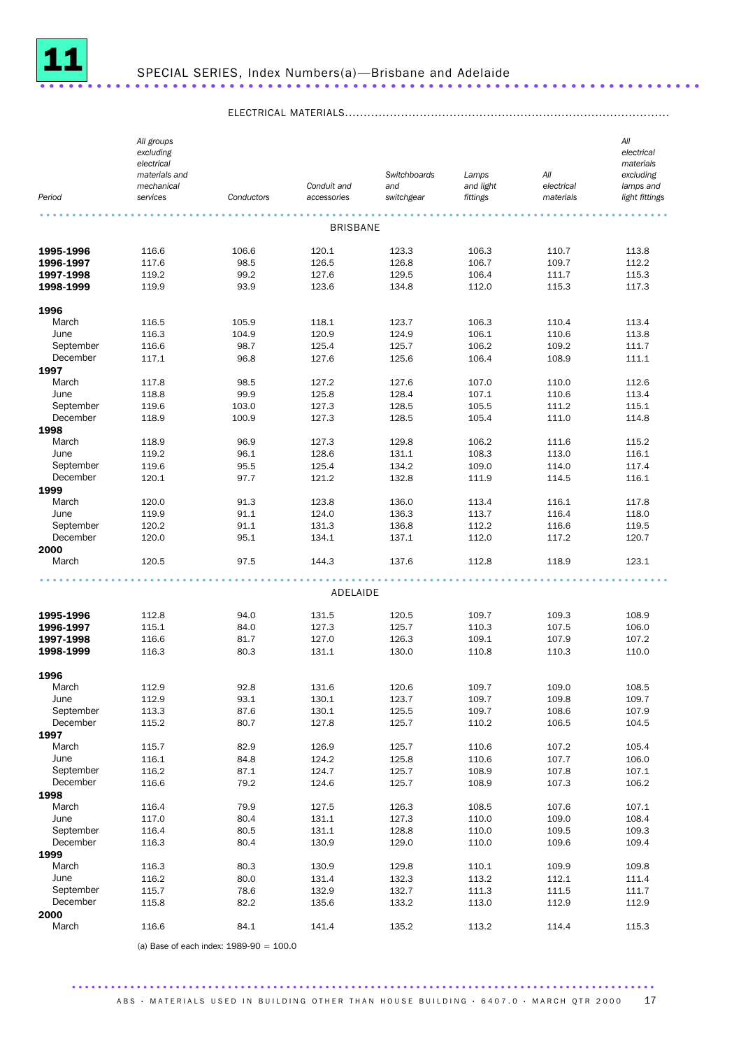# 11 SPECIAL SERIES, Index Numbers(a)—Brisbane and Adelaide

ELECTRICAL MATERIALS

| Period | All groups excluding electrical materials and mechanical services | Conductors | Conduit and accessories | Switchboards and switchgear | Lamps and light fittings | All electrical materials | All electrical materials excluding lamps and light fittings |
|---|---|---|---|---|---|---|---|
| **BRISBANE** | | | | | | | |
| **1995-1996** | 116.6 | 106.6 | 120.1 | 123.3 | 106.3 | 110.7 | 113.8 |
| **1996-1997** | 117.6 | 98.5 | 126.5 | 126.8 | 106.7 | 109.7 | 112.2 |
| **1997-1998** | 119.2 | 99.2 | 127.6 | 129.5 | 106.4 | 111.7 | 115.3 |
| **1998-1999** | 119.9 | 93.9 | 123.6 | 134.8 | 112.0 | 115.3 | 117.3 |
| **1996** | | | | | | | |
| March | 116.5 | 105.9 | 118.1 | 123.7 | 106.3 | 110.4 | 113.4 |
| June | 116.3 | 104.9 | 120.9 | 124.9 | 106.1 | 110.6 | 113.8 |
| September | 116.6 | 98.7 | 125.4 | 125.7 | 106.2 | 109.2 | 111.7 |
| December | 117.1 | 96.8 | 127.6 | 125.6 | 106.4 | 108.9 | 111.1 |
| **1997** | | | | | | | |
| March | 117.8 | 98.5 | 127.2 | 127.6 | 107.0 | 110.0 | 112.6 |
| June | 118.8 | 99.9 | 125.8 | 128.4 | 107.1 | 110.6 | 113.4 |
| September | 119.6 | 103.0 | 127.3 | 128.5 | 105.5 | 111.2 | 115.1 |
| December | 118.9 | 100.9 | 127.3 | 128.5 | 105.4 | 111.0 | 114.8 |
| **1998** | | | | | | | |
| March | 118.9 | 96.9 | 127.3 | 129.8 | 106.2 | 111.6 | 115.2 |
| June | 119.2 | 96.1 | 128.6 | 131.1 | 108.3 | 113.0 | 116.1 |
| September | 119.6 | 95.5 | 125.4 | 134.2 | 109.0 | 114.0 | 117.4 |
| December | 120.1 | 97.7 | 121.2 | 132.8 | 111.9 | 114.5 | 116.1 |
| **1999** | | | | | | | |
| March | 120.0 | 91.3 | 123.8 | 136.0 | 113.4 | 116.1 | 117.8 |
| June | 119.9 | 91.1 | 124.0 | 136.3 | 113.7 | 116.4 | 118.0 |
| September | 120.2 | 91.1 | 131.3 | 136.8 | 112.2 | 116.6 | 119.5 |
| December | 120.0 | 95.1 | 134.1 | 137.1 | 112.0 | 117.2 | 120.7 |
| **2000** | | | | | | | |
| March | 120.5 | 97.5 | 144.3 | 137.6 | 112.8 | 118.9 | 123.1 |
| **ADELAIDE** | | | | | | | |
| **1995-1996** | 112.8 | 94.0 | 131.5 | 120.5 | 109.7 | 109.3 | 108.9 |
| **1996-1997** | 115.1 | 84.0 | 127.3 | 125.7 | 110.3 | 107.5 | 106.0 |
| **1997-1998** | 116.6 | 81.7 | 127.0 | 126.3 | 109.1 | 107.9 | 107.2 |
| **1998-1999** | 116.3 | 80.3 | 131.1 | 130.0 | 110.8 | 110.3 | 110.0 |
| **1996** | | | | | | | |
| March | 112.9 | 92.8 | 131.6 | 120.6 | 109.7 | 109.0 | 108.5 |
| June | 112.9 | 93.1 | 130.1 | 123.7 | 109.7 | 109.8 | 109.7 |
| September | 113.3 | 87.6 | 130.1 | 125.5 | 109.7 | 108.6 | 107.9 |
| December | 115.2 | 80.7 | 127.8 | 125.7 | 110.2 | 106.5 | 104.5 |
| **1997** | | | | | | | |
| March | 115.7 | 82.9 | 126.9 | 125.7 | 110.6 | 107.2 | 105.4 |
| June | 116.1 | 84.8 | 124.2 | 125.8 | 110.6 | 107.7 | 106.0 |
| September | 116.2 | 87.1 | 124.7 | 125.7 | 108.9 | 107.8 | 107.1 |
| December | 116.6 | 79.2 | 124.6 | 125.7 | 108.9 | 107.3 | 106.2 |
| **1998** | | | | | | | |
| March | 116.4 | 79.9 | 127.5 | 126.3 | 108.5 | 107.6 | 107.1 |
| June | 117.0 | 80.4 | 131.1 | 127.3 | 110.0 | 109.0 | 108.4 |
| September | 116.4 | 80.5 | 131.1 | 128.8 | 110.0 | 109.5 | 109.3 |
| December | 116.3 | 80.4 | 130.9 | 129.0 | 110.0 | 109.6 | 109.4 |
| **1999** | | | | | | | |
| March | 116.3 | 80.3 | 130.9 | 129.8 | 110.1 | 109.9 | 109.8 |
| June | 116.2 | 80.0 | 131.4 | 132.3 | 113.2 | 112.1 | 111.4 |
| September | 115.7 | 78.6 | 132.9 | 132.7 | 111.3 | 111.5 | 111.7 |
| December | 115.8 | 82.2 | 135.6 | 133.2 | 113.0 | 112.9 | 112.9 |
| **2000** | | | | | | | |
| March | 116.6 | 84.1 | 141.4 | 135.2 | 113.2 | 114.4 | 115.3 |

(a) Base of each index: 1989-90 = 100.0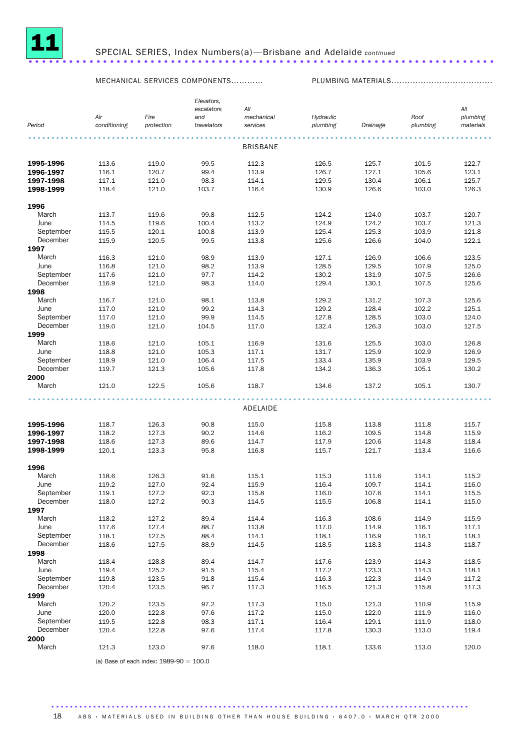# 11 SPECIAL SERIES, Index Numbers(a)—Brisbane and Adelaide *continued*

| Period | MECHANICAL SERVICES COMPONENTS — Air conditioning | Fire protection | Elevators, escalators and travelators | All mechanical services | PLUMBING MATERIALS — Hydraulic plumbing | Drainage | Roof plumbing | All plumbing materials |
|---|---|---|---|---|---|---|---|---|
| **BRISBANE** | | | | | | | | |
| **1995-1996** | 113.6 | 119.0 | 99.5 | 112.3 | 126.5 | 125.7 | 101.5 | 122.7 |
| **1996-1997** | 116.1 | 120.7 | 99.4 | 113.9 | 126.7 | 127.1 | 105.6 | 123.1 |
| **1997-1998** | 117.1 | 121.0 | 98.3 | 114.1 | 129.5 | 130.4 | 106.1 | 125.7 |
| **1998-1999** | 118.4 | 121.0 | 103.7 | 116.4 | 130.9 | 126.6 | 103.0 | 126.3 |
| **1996** | | | | | | | | |
| March | 113.7 | 119.6 | 99.8 | 112.5 | 124.2 | 124.0 | 103.7 | 120.7 |
| June | 114.5 | 119.6 | 100.4 | 113.2 | 124.9 | 124.2 | 103.7 | 121.3 |
| September | 115.5 | 120.1 | 100.8 | 113.9 | 125.4 | 125.3 | 103.9 | 121.8 |
| December | 115.9 | 120.5 | 99.5 | 113.8 | 125.6 | 126.6 | 104.0 | 122.1 |
| **1997** | | | | | | | | |
| March | 116.3 | 121.0 | 98.9 | 113.9 | 127.1 | 126.9 | 106.6 | 123.5 |
| June | 116.8 | 121.0 | 98.2 | 113.9 | 128.5 | 129.5 | 107.9 | 125.0 |
| September | 117.6 | 121.0 | 97.7 | 114.2 | 130.2 | 131.9 | 107.5 | 126.6 |
| December | 116.9 | 121.0 | 98.3 | 114.0 | 129.4 | 130.1 | 107.5 | 125.6 |
| **1998** | | | | | | | | |
| March | 116.7 | 121.0 | 98.1 | 113.8 | 129.2 | 131.2 | 107.3 | 125.6 |
| June | 117.0 | 121.0 | 99.2 | 114.3 | 129.2 | 128.4 | 102.2 | 125.1 |
| September | 117.0 | 121.0 | 99.9 | 114.5 | 127.8 | 128.5 | 103.0 | 124.0 |
| December | 119.0 | 121.0 | 104.5 | 117.0 | 132.4 | 126.3 | 103.0 | 127.5 |
| **1999** | | | | | | | | |
| March | 118.6 | 121.0 | 105.1 | 116.9 | 131.6 | 125.5 | 103.0 | 126.8 |
| June | 118.8 | 121.0 | 105.3 | 117.1 | 131.7 | 125.9 | 102.9 | 126.9 |
| September | 118.9 | 121.0 | 106.4 | 117.5 | 133.4 | 135.9 | 103.9 | 129.5 |
| December | 119.7 | 121.3 | 105.6 | 117.8 | 134.2 | 136.3 | 105.1 | 130.2 |
| **2000** | | | | | | | | |
| March | 121.0 | 122.5 | 105.6 | 118.7 | 134.6 | 137.2 | 105.1 | 130.7 |
| **ADELAIDE** | | | | | | | | |
| **1995-1996** | 118.7 | 126.3 | 90.8 | 115.0 | 115.8 | 113.8 | 111.8 | 115.7 |
| **1996-1997** | 118.2 | 127.3 | 90.2 | 114.6 | 116.2 | 109.5 | 114.8 | 115.9 |
| **1997-1998** | 118.6 | 127.3 | 89.6 | 114.7 | 117.9 | 120.6 | 114.8 | 118.4 |
| **1998-1999** | 120.1 | 123.3 | 95.8 | 116.8 | 115.7 | 121.7 | 113.4 | 116.6 |
| **1996** | | | | | | | | |
| March | 118.6 | 126.3 | 91.6 | 115.1 | 115.3 | 111.6 | 114.1 | 115.2 |
| June | 119.2 | 127.0 | 92.4 | 115.9 | 116.4 | 109.7 | 114.1 | 116.0 |
| September | 119.1 | 127.2 | 92.3 | 115.8 | 116.0 | 107.6 | 114.1 | 115.5 |
| December | 118.0 | 127.2 | 90.3 | 114.5 | 115.5 | 106.8 | 114.1 | 115.0 |
| **1997** | | | | | | | | |
| March | 118.2 | 127.2 | 89.4 | 114.4 | 116.3 | 108.6 | 114.9 | 115.9 |
| June | 117.6 | 127.4 | 88.7 | 113.8 | 117.0 | 114.9 | 116.1 | 117.1 |
| September | 118.1 | 127.5 | 88.4 | 114.1 | 118.1 | 116.9 | 116.1 | 118.1 |
| December | 118.6 | 127.5 | 88.9 | 114.5 | 118.5 | 118.3 | 114.3 | 118.7 |
| **1998** | | | | | | | | |
| March | 118.4 | 128.8 | 89.4 | 114.7 | 117.6 | 123.9 | 114.3 | 118.5 |
| June | 119.4 | 125.2 | 91.5 | 115.4 | 117.2 | 123.3 | 114.3 | 118.1 |
| September | 119.8 | 123.5 | 91.8 | 115.4 | 116.3 | 122.3 | 114.9 | 117.2 |
| December | 120.4 | 123.5 | 96.7 | 117.3 | 116.5 | 121.3 | 115.8 | 117.3 |
| **1999** | | | | | | | | |
| March | 120.2 | 123.5 | 97.2 | 117.3 | 115.0 | 121.3 | 110.9 | 115.9 |
| June | 120.0 | 122.8 | 97.6 | 117.2 | 115.0 | 122.0 | 111.9 | 116.0 |
| September | 119.5 | 122.8 | 98.3 | 117.1 | 116.4 | 129.1 | 111.9 | 118.0 |
| December | 120.4 | 122.8 | 97.6 | 117.4 | 117.8 | 130.3 | 113.0 | 119.4 |
| **2000** | | | | | | | | |
| March | 121.3 | 123.0 | 97.6 | 118.0 | 118.1 | 133.6 | 113.0 | 120.0 |

(a) Base of each index: 1989-90 = 100.0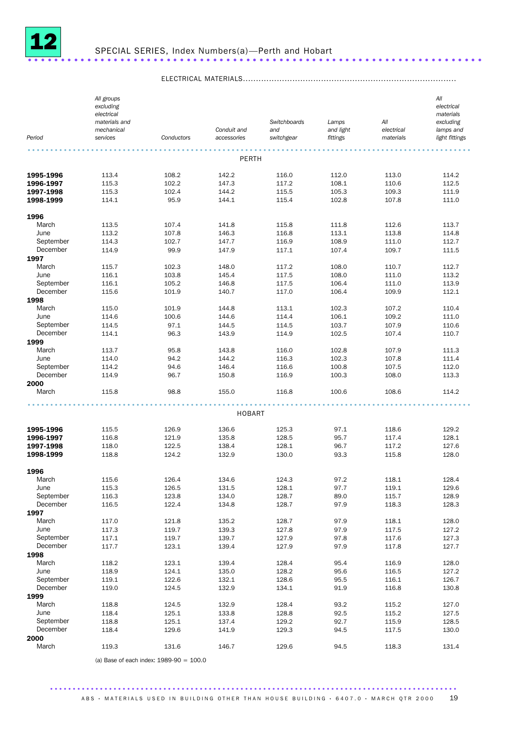# 12 SPECIAL SERIES, Index Numbers(a)—Perth and Hobart

ELECTRICAL MATERIALS

| Period | All groups excluding electrical materials and mechanical services | Conductors | Conduit and accessories | Switchboards and switchgear | Lamps and light fittings | All electrical materials | All electrical materials excluding lamps and light fittings |
|---|---|---|---|---|---|---|---|
| **PERTH** | | | | | | | |
| **1995-1996** | 113.4 | 108.2 | 142.2 | 116.0 | 112.0 | 113.0 | 114.2 |
| **1996-1997** | 115.3 | 102.2 | 147.3 | 117.2 | 108.1 | 110.6 | 112.5 |
| **1997-1998** | 115.3 | 102.4 | 144.2 | 115.5 | 105.3 | 109.3 | 111.9 |
| **1998-1999** | 114.1 | 95.9 | 144.1 | 115.4 | 102.8 | 107.8 | 111.0 |
| **1996** | | | | | | | |
| March | 113.5 | 107.4 | 141.8 | 115.8 | 111.8 | 112.6 | 113.7 |
| June | 113.2 | 107.8 | 146.3 | 116.8 | 113.1 | 113.8 | 114.8 |
| September | 114.3 | 102.7 | 147.7 | 116.9 | 108.9 | 111.0 | 112.7 |
| December | 114.9 | 99.9 | 147.9 | 117.1 | 107.4 | 109.7 | 111.5 |
| **1997** | | | | | | | |
| March | 115.7 | 102.3 | 148.0 | 117.2 | 108.0 | 110.7 | 112.7 |
| June | 116.1 | 103.8 | 145.4 | 117.5 | 108.0 | 111.0 | 113.2 |
| September | 116.1 | 105.2 | 146.8 | 117.5 | 106.4 | 111.0 | 113.9 |
| December | 115.6 | 101.9 | 140.7 | 117.0 | 106.4 | 109.9 | 112.1 |
| **1998** | | | | | | | |
| March | 115.0 | 101.9 | 144.8 | 113.1 | 102.3 | 107.2 | 110.4 |
| June | 114.6 | 100.6 | 144.6 | 114.4 | 106.1 | 109.2 | 111.0 |
| September | 114.5 | 97.1 | 144.5 | 114.5 | 103.7 | 107.9 | 110.6 |
| December | 114.1 | 96.3 | 143.9 | 114.9 | 102.5 | 107.4 | 110.7 |
| **1999** | | | | | | | |
| March | 113.7 | 95.8 | 143.8 | 116.0 | 102.8 | 107.9 | 111.3 |
| June | 114.0 | 94.2 | 144.2 | 116.3 | 102.3 | 107.8 | 111.4 |
| September | 114.2 | 94.6 | 146.4 | 116.6 | 100.8 | 107.5 | 112.0 |
| December | 114.9 | 96.7 | 150.8 | 116.9 | 100.3 | 108.0 | 113.3 |
| **2000** | | | | | | | |
| March | 115.8 | 98.8 | 155.0 | 116.8 | 100.6 | 108.6 | 114.2 |
| **HOBART** | | | | | | | |
| **1995-1996** | 115.5 | 126.9 | 136.6 | 125.3 | 97.1 | 118.6 | 129.2 |
| **1996-1997** | 116.8 | 121.9 | 135.8 | 128.5 | 95.7 | 117.4 | 128.1 |
| **1997-1998** | 118.0 | 122.5 | 138.4 | 128.1 | 96.7 | 117.2 | 127.6 |
| **1998-1999** | 118.8 | 124.2 | 132.9 | 130.0 | 93.3 | 115.8 | 128.0 |
| **1996** | | | | | | | |
| March | 115.6 | 126.4 | 134.6 | 124.3 | 97.2 | 118.1 | 128.4 |
| June | 115.3 | 126.5 | 131.5 | 128.1 | 97.7 | 119.1 | 129.6 |
| September | 116.3 | 123.8 | 134.0 | 128.7 | 89.0 | 115.7 | 128.9 |
| December | 116.5 | 122.4 | 134.8 | 128.7 | 97.9 | 118.3 | 128.3 |
| **1997** | | | | | | | |
| March | 117.0 | 121.8 | 135.2 | 128.7 | 97.9 | 118.1 | 128.0 |
| June | 117.3 | 119.7 | 139.3 | 127.8 | 97.9 | 117.5 | 127.2 |
| September | 117.1 | 119.7 | 139.7 | 127.9 | 97.8 | 117.6 | 127.3 |
| December | 117.7 | 123.1 | 139.4 | 127.9 | 97.9 | 117.8 | 127.7 |
| **1998** | | | | | | | |
| March | 118.2 | 123.1 | 139.4 | 128.4 | 95.4 | 116.9 | 128.0 |
| June | 118.9 | 124.1 | 135.0 | 128.2 | 95.6 | 116.5 | 127.2 |
| September | 119.1 | 122.6 | 132.1 | 128.6 | 95.5 | 116.1 | 126.7 |
| December | 119.0 | 124.5 | 132.9 | 134.1 | 91.9 | 116.8 | 130.8 |
| **1999** | | | | | | | |
| March | 118.8 | 124.5 | 132.9 | 128.4 | 93.2 | 115.2 | 127.0 |
| June | 118.4 | 125.1 | 133.8 | 128.8 | 92.5 | 115.2 | 127.5 |
| September | 118.8 | 125.1 | 137.4 | 129.2 | 92.7 | 115.9 | 128.5 |
| December | 118.4 | 129.6 | 141.9 | 129.3 | 94.5 | 117.5 | 130.0 |
| **2000** | | | | | | | |
| March | 119.3 | 131.6 | 146.7 | 129.6 | 94.5 | 118.3 | 131.4 |

(a) Base of each index: 1989-90 = 100.0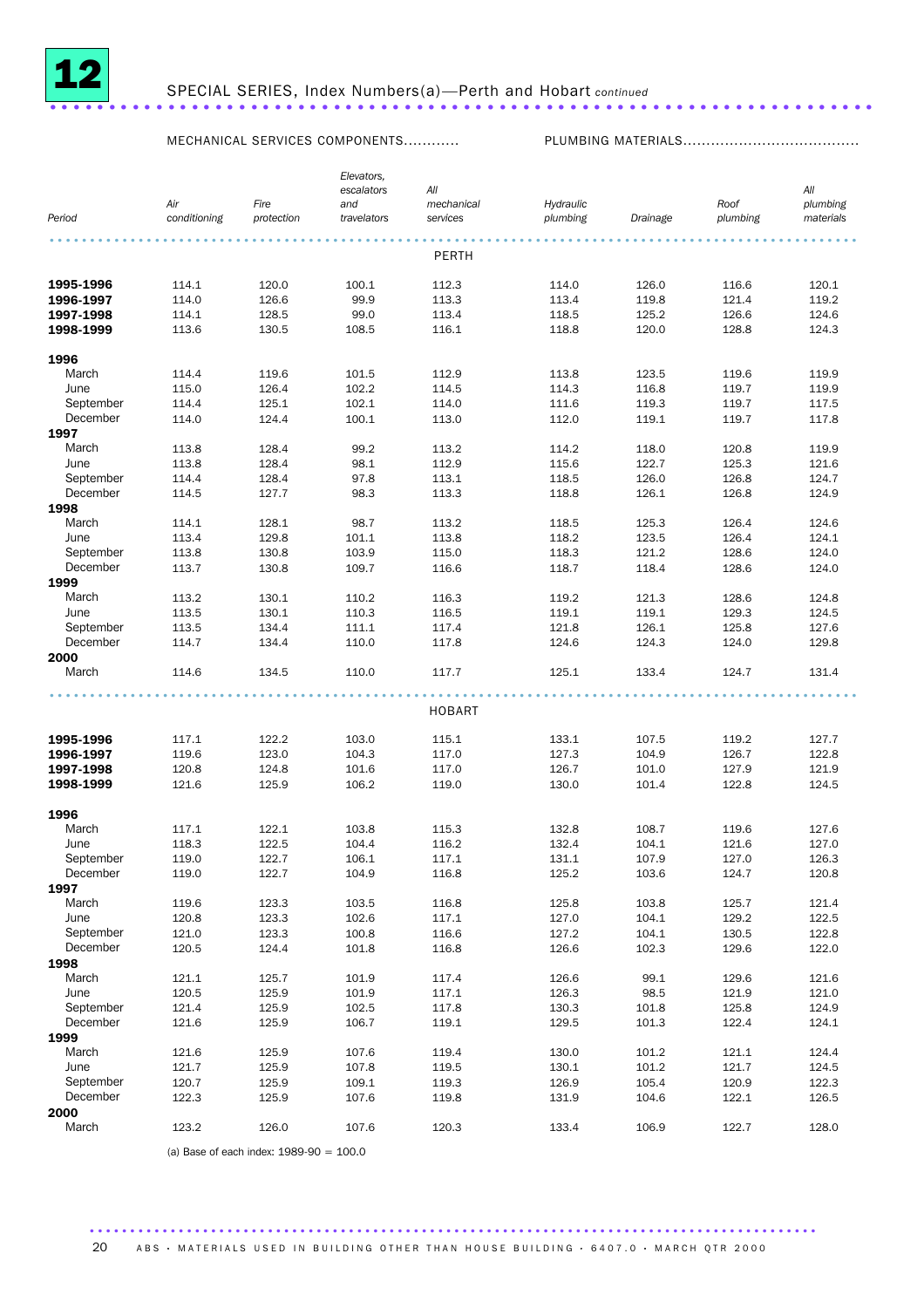# 12 SPECIAL SERIES, Index Numbers(a)—Perth and Hobart *continued*

| Period | MECHANICAL SERVICES COMPONENTS | | | | PLUMBING MATERIALS | | | |
|---|---|---|---|---|---|---|---|---|
| | *Air conditioning* | *Fire protection* | *Elevators, escalators and travelators* | *All mechanical services* | *Hydraulic plumbing* | *Drainage* | *Roof plumbing* | *All plumbing materials* |
| | | | | PERTH | | | | |
| **1995-1996** | 114.1 | 120.0 | 100.1 | 112.3 | 114.0 | 126.0 | 116.6 | 120.1 |
| **1996-1997** | 114.0 | 126.6 | 99.9 | 113.3 | 113.4 | 119.8 | 121.4 | 119.2 |
| **1997-1998** | 114.1 | 128.5 | 99.0 | 113.4 | 118.5 | 125.2 | 126.6 | 124.6 |
| **1998-1999** | 113.6 | 130.5 | 108.5 | 116.1 | 118.8 | 120.0 | 128.8 | 124.3 |
| **1996** | | | | | | | | |
| March | 114.4 | 119.6 | 101.5 | 112.9 | 113.8 | 123.5 | 119.6 | 119.9 |
| June | 115.0 | 126.4 | 102.2 | 114.5 | 114.3 | 116.8 | 119.7 | 119.9 |
| September | 114.4 | 125.1 | 102.1 | 114.0 | 111.6 | 119.3 | 119.7 | 117.5 |
| December | 114.0 | 124.4 | 100.1 | 113.0 | 112.0 | 119.1 | 119.7 | 117.8 |
| **1997** | | | | | | | | |
| March | 113.8 | 128.4 | 99.2 | 113.2 | 114.2 | 118.0 | 120.8 | 119.9 |
| June | 113.8 | 128.4 | 98.1 | 112.9 | 115.6 | 122.7 | 125.3 | 121.6 |
| September | 114.4 | 128.4 | 97.8 | 113.1 | 118.5 | 126.0 | 126.8 | 124.7 |
| December | 114.5 | 127.7 | 98.3 | 113.3 | 118.8 | 126.1 | 126.8 | 124.9 |
| **1998** | | | | | | | | |
| March | 114.1 | 128.1 | 98.7 | 113.2 | 118.5 | 125.3 | 126.4 | 124.6 |
| June | 113.4 | 129.8 | 101.1 | 113.8 | 118.2 | 123.5 | 126.4 | 124.1 |
| September | 113.8 | 130.8 | 103.9 | 115.0 | 118.3 | 121.2 | 128.6 | 124.0 |
| December | 113.7 | 130.8 | 109.7 | 116.6 | 118.7 | 118.4 | 128.6 | 124.0 |
| **1999** | | | | | | | | |
| March | 113.2 | 130.1 | 110.2 | 116.3 | 119.2 | 121.3 | 128.6 | 124.8 |
| June | 113.5 | 130.1 | 110.3 | 116.5 | 119.1 | 119.1 | 129.3 | 124.5 |
| September | 113.5 | 134.4 | 111.1 | 117.4 | 121.8 | 126.1 | 125.8 | 127.6 |
| December | 114.7 | 134.4 | 110.0 | 117.8 | 124.6 | 124.3 | 124.0 | 129.8 |
| **2000** | | | | | | | | |
| March | 114.6 | 134.5 | 110.0 | 117.7 | 125.1 | 133.4 | 124.7 | 131.4 |
| | | | | HOBART | | | | |
| **1995-1996** | 117.1 | 122.2 | 103.0 | 115.1 | 133.1 | 107.5 | 119.2 | 127.7 |
| **1996-1997** | 119.6 | 123.0 | 104.3 | 117.0 | 127.3 | 104.9 | 126.7 | 122.8 |
| **1997-1998** | 120.8 | 124.8 | 101.6 | 117.0 | 126.7 | 101.0 | 127.9 | 121.9 |
| **1998-1999** | 121.6 | 125.9 | 106.2 | 119.0 | 130.0 | 101.4 | 122.8 | 124.5 |
| **1996** | | | | | | | | |
| March | 117.1 | 122.1 | 103.8 | 115.3 | 132.8 | 108.7 | 119.6 | 127.6 |
| June | 118.3 | 122.5 | 104.4 | 116.2 | 132.4 | 104.1 | 121.6 | 127.0 |
| September | 119.0 | 122.7 | 106.1 | 117.1 | 131.1 | 107.9 | 127.0 | 126.3 |
| December | 119.0 | 122.7 | 104.9 | 116.8 | 125.2 | 103.6 | 124.7 | 120.8 |
| **1997** | | | | | | | | |
| March | 119.6 | 123.3 | 103.5 | 116.8 | 125.8 | 103.8 | 125.7 | 121.4 |
| June | 120.8 | 123.3 | 102.6 | 117.1 | 127.0 | 104.1 | 129.2 | 122.5 |
| September | 121.0 | 123.3 | 100.8 | 116.6 | 127.2 | 104.1 | 130.5 | 122.8 |
| December | 120.5 | 124.4 | 101.8 | 116.8 | 126.6 | 102.3 | 129.6 | 122.0 |
| **1998** | | | | | | | | |
| March | 121.1 | 125.7 | 101.9 | 117.4 | 126.6 | 99.1 | 129.6 | 121.6 |
| June | 120.5 | 125.9 | 101.9 | 117.1 | 126.3 | 98.5 | 121.9 | 121.0 |
| September | 121.4 | 125.9 | 102.5 | 117.8 | 130.3 | 101.8 | 125.8 | 124.9 |
| December | 121.6 | 125.9 | 106.7 | 119.1 | 129.5 | 101.3 | 122.4 | 124.1 |
| **1999** | | | | | | | | |
| March | 121.6 | 125.9 | 107.6 | 119.4 | 130.0 | 101.2 | 121.1 | 124.4 |
| June | 121.7 | 125.9 | 107.8 | 119.5 | 130.1 | 101.2 | 121.7 | 124.5 |
| September | 120.7 | 125.9 | 109.1 | 119.3 | 126.9 | 105.4 | 120.9 | 122.3 |
| December | 122.3 | 125.9 | 107.6 | 119.8 | 131.9 | 104.6 | 122.1 | 126.5 |
| **2000** | | | | | | | | |
| March | 123.2 | 126.0 | 107.6 | 120.3 | 133.4 | 106.9 | 122.7 | 128.0 |

(a) Base of each index: 1989-90 = 100.0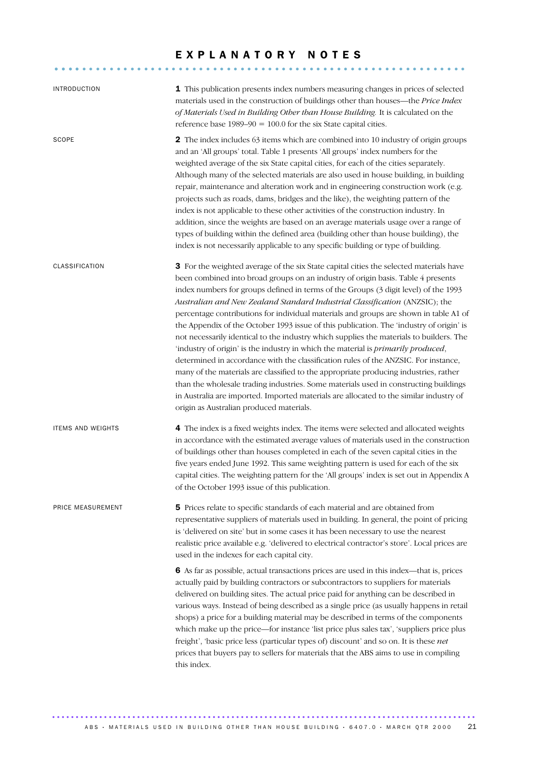# EXPLANATORY NOTES

## INTRODUCTION

**1** This publication presents index numbers measuring changes in prices of selected materials used in the construction of buildings other than houses—the *Price Index of Materials Used in Building Other than House Building.* It is calculated on the reference base 1989–90 = 100.0 for the six State capital cities.

## SCOPE

**2** The index includes 63 items which are combined into 10 industry of origin groups and an 'All groups' total. Table 1 presents 'All groups' index numbers for the weighted average of the six State capital cities, for each of the cities separately. Although many of the selected materials are also used in house building, in building repair, maintenance and alteration work and in engineering construction work (e.g. projects such as roads, dams, bridges and the like), the weighting pattern of the index is not applicable to these other activities of the construction industry. In addition, since the weights are based on an average materials usage over a range of types of building within the defined area (building other than house building), the index is not necessarily applicable to any specific building or type of building.

## CLASSIFICATION

**3** For the weighted average of the six State capital cities the selected materials have been combined into broad groups on an industry of origin basis. Table 4 presents index numbers for groups defined in terms of the Groups (3 digit level) of the 1993 *Australian and New Zealand Standard Industrial Classification* (ANZSIC); the percentage contributions for individual materials and groups are shown in table A1 of the Appendix of the October 1993 issue of this publication. The 'industry of origin' is not necessarily identical to the industry which supplies the materials to builders. The 'industry of origin' is the industry in which the material is *primarily produced*, determined in accordance with the classification rules of the ANZSIC. For instance, many of the materials are classified to the appropriate producing industries, rather than the wholesale trading industries. Some materials used in constructing buildings in Australia are imported. Imported materials are allocated to the similar industry of origin as Australian produced materials.

## ITEMS AND WEIGHTS

**4** The index is a fixed weights index. The items were selected and allocated weights in accordance with the estimated average values of materials used in the construction of buildings other than houses completed in each of the seven capital cities in the five years ended June 1992. This same weighting pattern is used for each of the six capital cities. The weighting pattern for the 'All groups' index is set out in Appendix A of the October 1993 issue of this publication.

## PRICE MEASUREMENT

**5** Prices relate to specific standards of each material and are obtained from representative suppliers of materials used in building. In general, the point of pricing is 'delivered on site' but in some cases it has been necessary to use the nearest realistic price available e.g. 'delivered to electrical contractor's store'. Local prices are used in the indexes for each capital city.

**6** As far as possible, actual transactions prices are used in this index—that is, prices actually paid by building contractors or subcontractors to suppliers for materials delivered on building sites. The actual price paid for anything can be described in various ways. Instead of being described as a single price (as usually happens in retail shops) a price for a building material may be described in terms of the components which make up the price—for instance 'list price plus sales tax', 'suppliers price plus freight', 'basic price less (particular types of) discount' and so on. It is these *net* prices that buyers pay to sellers for materials that the ABS aims to use in compiling this index.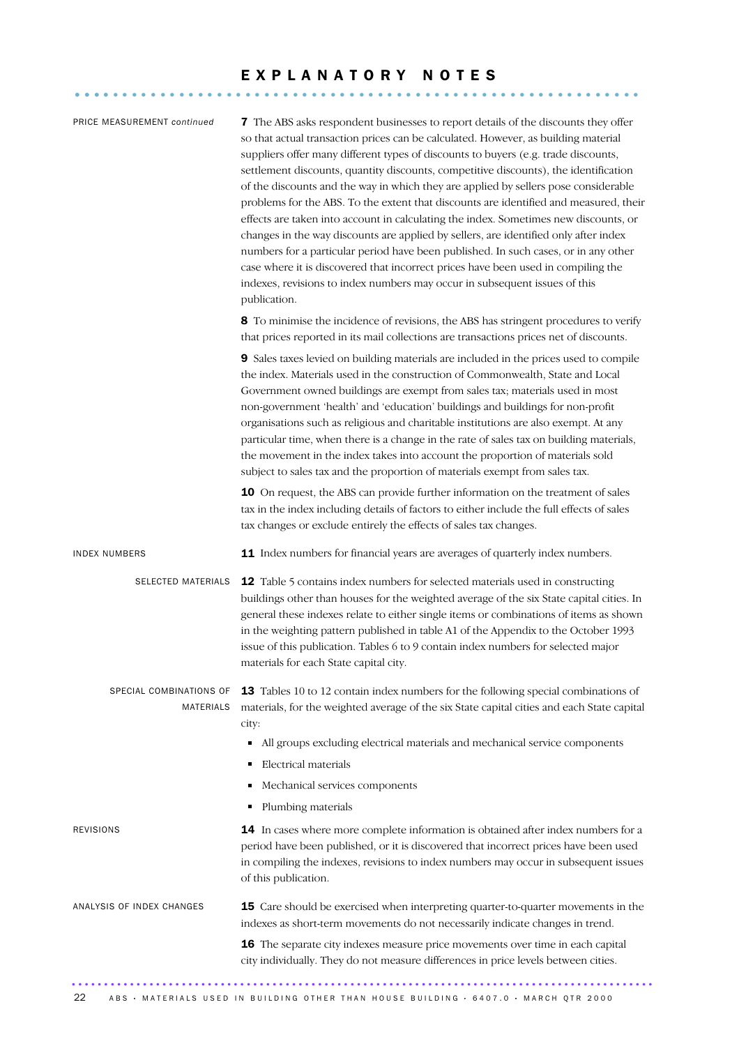# EXPLANATORY NOTES

## PRICE MEASUREMENT *continued*

**7** The ABS asks respondent businesses to report details of the discounts they offer so that actual transaction prices can be calculated. However, as building material suppliers offer many different types of discounts to buyers (e.g. trade discounts, settlement discounts, quantity discounts, competitive discounts), the identification of the discounts and the way in which they are applied by sellers pose considerable problems for the ABS. To the extent that discounts are identified and measured, their effects are taken into account in calculating the index. Sometimes new discounts, or changes in the way discounts are applied by sellers, are identified only after index numbers for a particular period have been published. In such cases, or in any other case where it is discovered that incorrect prices have been used in compiling the indexes, revisions to index numbers may occur in subsequent issues of this publication.

**8** To minimise the incidence of revisions, the ABS has stringent procedures to verify that prices reported in its mail collections are transactions prices net of discounts.

**9** Sales taxes levied on building materials are included in the prices used to compile the index. Materials used in the construction of Commonwealth, State and Local Government owned buildings are exempt from sales tax; materials used in most non-government 'health' and 'education' buildings and buildings for non-profit organisations such as religious and charitable institutions are also exempt. At any particular time, when there is a change in the rate of sales tax on building materials, the movement in the index takes into account the proportion of materials sold subject to sales tax and the proportion of materials exempt from sales tax.

**10** On request, the ABS can provide further information on the treatment of sales tax in the index including details of factors to either include the full effects of sales tax changes or exclude entirely the effects of sales tax changes.

## INDEX NUMBERS

**11** Index numbers for financial years are averages of quarterly index numbers.

### SELECTED MATERIALS

**12** Table 5 contains index numbers for selected materials used in constructing buildings other than houses for the weighted average of the six State capital cities. In general these indexes relate to either single items or combinations of items as shown in the weighting pattern published in table A1 of the Appendix to the October 1993 issue of this publication. Tables 6 to 9 contain index numbers for selected major materials for each State capital city.

### SPECIAL COMBINATIONS OF MATERIALS

**13** Tables 10 to 12 contain index numbers for the following special combinations of materials, for the weighted average of the six State capital cities and each State capital city:

- All groups excluding electrical materials and mechanical service components
- Electrical materials
- Mechanical services components
- Plumbing materials

## REVISIONS

**14** In cases where more complete information is obtained after index numbers for a period have been published, or it is discovered that incorrect prices have been used in compiling the indexes, revisions to index numbers may occur in subsequent issues of this publication.

## ANALYSIS OF INDEX CHANGES

**15** Care should be exercised when interpreting quarter-to-quarter movements in the indexes as short-term movements do not necessarily indicate changes in trend.

**16** The separate city indexes measure price movements over time in each capital city individually. They do not measure differences in price levels between cities.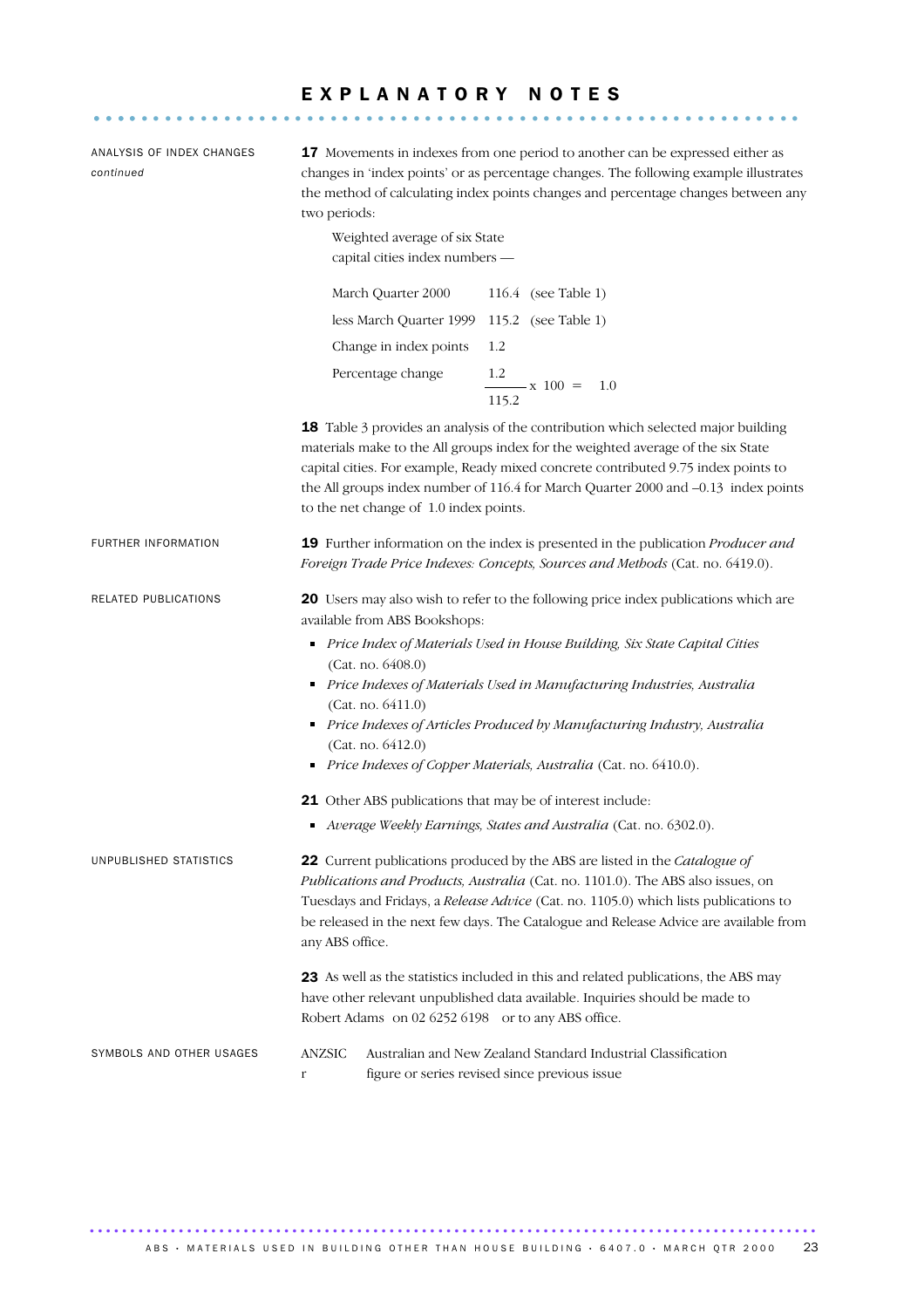# EXPLANATORY NOTES

ANALYSIS OF INDEX CHANGES *continued*

**17** Movements in indexes from one period to another can be expressed either as changes in 'index points' or as percentage changes. The following example illustrates the method of calculating index points changes and percentage changes between any two periods:

Weighted average of six State capital cities index numbers —

| | | |
|---|---|---|
| March Quarter 2000 | 116.4 | (see Table 1) |
| less March Quarter 1999 | 115.2 | (see Table 1) |
| Change in index points | 1.2 | |
| Percentage change | $\frac{1.2}{115.2} \times 100 = 1.0$ | |

**18** Table 3 provides an analysis of the contribution which selected major building materials make to the All groups index for the weighted average of the six State capital cities. For example, Ready mixed concrete contributed 9.75 index points to the All groups index number of 116.4 for March Quarter 2000 and –0.13 index points to the net change of 1.0 index points.

FURTHER INFORMATION

**19** Further information on the index is presented in the publication *Producer and Foreign Trade Price Indexes: Concepts, Sources and Methods* (Cat. no. 6419.0).

RELATED PUBLICATIONS

**20** Users may also wish to refer to the following price index publications which are available from ABS Bookshops:

- *Price Index of Materials Used in House Building, Six State Capital Cities* (Cat. no. 6408.0)
- *Price Indexes of Materials Used in Manufacturing Industries, Australia* (Cat. no. 6411.0)
- *Price Indexes of Articles Produced by Manufacturing Industry, Australia* (Cat. no. 6412.0)
- *Price Indexes of Copper Materials, Australia* (Cat. no. 6410.0).

**21** Other ABS publications that may be of interest include:

- *Average Weekly Earnings, States and Australia* (Cat. no. 6302.0).

UNPUBLISHED STATISTICS

**22** Current publications produced by the ABS are listed in the *Catalogue of Publications and Products, Australia* (Cat. no. 1101.0). The ABS also issues, on Tuesdays and Fridays, a *Release Advice* (Cat. no. 1105.0) which lists publications to be released in the next few days. The Catalogue and Release Advice are available from any ABS office.

**23** As well as the statistics included in this and related publications, the ABS may have other relevant unpublished data available. Inquiries should be made to Robert Adams on 02 6252 6198 or to any ABS office.

SYMBOLS AND OTHER USAGES

| | |
|---|---|
| ANZSIC | Australian and New Zealand Standard Industrial Classification |
| r | figure or series revised since previous issue |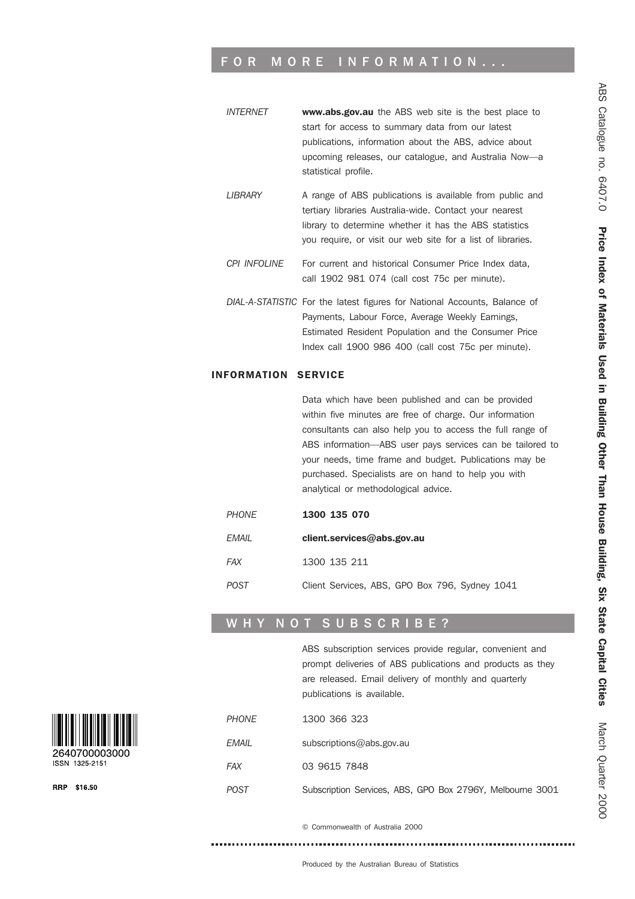## FOR MORE INFORMATION...

*INTERNET* **www.abs.gov.au** the ABS web site is the best place to start for access to summary data from our latest publications, information about the ABS, advice about upcoming releases, our catalogue, and Australia Now—a statistical profile.

*LIBRARY* A range of ABS publications is available from public and tertiary libraries Australia-wide. Contact your nearest library to determine whether it has the ABS statistics you require, or visit our web site for a list of libraries.

*CPI INFOLINE* For current and historical Consumer Price Index data, call 1902 981 074 (call cost 75c per minute).

*DIAL-A-STATISTIC* For the latest figures for National Accounts, Balance of Payments, Labour Force, Average Weekly Earnings, Estimated Resident Population and the Consumer Price Index call 1900 986 400 (call cost 75c per minute).

### INFORMATION SERVICE

Data which have been published and can be provided within five minutes are free of charge. Our information consultants can also help you to access the full range of ABS information—ABS user pays services can be tailored to your needs, time frame and budget. Publications may be purchased. Specialists are on hand to help you with analytical or methodological advice.

*PHONE* **1300 135 070**

*EMAIL* **client.services@abs.gov.au**

*FAX* 1300 135 211

*POST* Client Services, ABS, GPO Box 796, Sydney 1041

## WHY NOT SUBSCRIBE?

ABS subscription services provide regular, convenient and prompt deliveries of ABS publications and products as they are released. Email delivery of monthly and quarterly publications is available.

*PHONE* 1300 366 323

*EMAIL* subscriptions@abs.gov.au

*FAX* 03 9615 7848

*POST* Subscription Services, ABS, GPO Box 2796Y, Melbourne 3001

© Commonwealth of Australia 2000

Produced by the Australian Bureau of Statistics

2640700003000
ISSN 1325-2151

**RRP $16.50**

ABS Catalogue no. 6407.0 **Price Index of Materials Used in Building Other Than House Building, Six State Capital Cities** March Quarter 2000